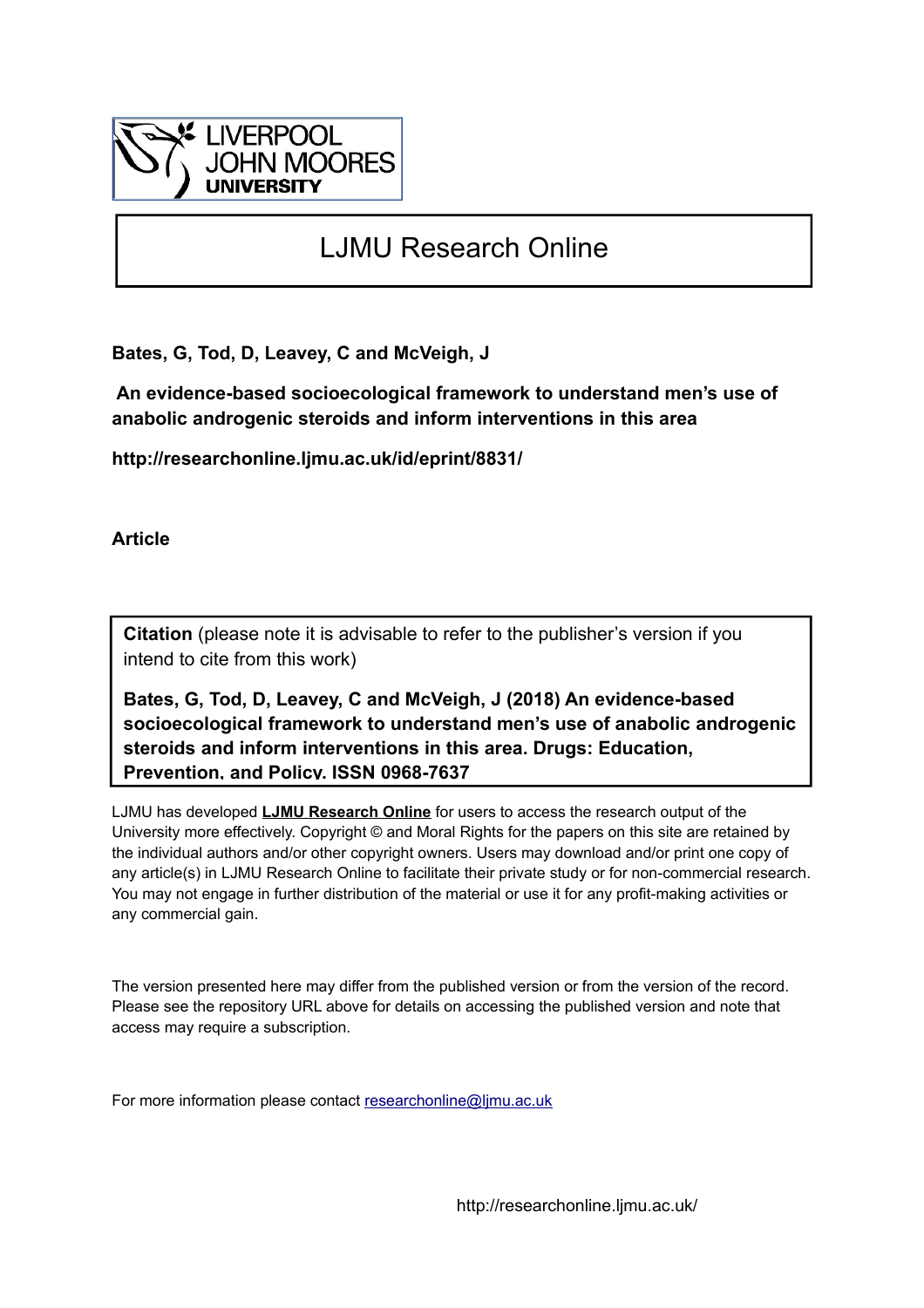LIVERPOOL JOHN MOORES UNIVERSITY

# LJMU Research Online

**Bates, G, Tod, D, Leavey, C and McVeigh, J**

**An evidence-based socioecological framework to understand men's use of anabolic androgenic steroids and inform interventions in this area**

**http://researchonline.ljmu.ac.uk/id/eprint/8831/**

**Article**

**Citation** (please note it is advisable to refer to the publisher's version if you intend to cite from this work)

**Bates, G, Tod, D, Leavey, C and McVeigh, J (2018) An evidence-based socioecological framework to understand men's use of anabolic androgenic steroids and inform interventions in this area. Drugs: Education, Prevention, and Policy. ISSN 0968-7637**

LJMU has developed **LJMU Research Online** for users to access the research output of the University more effectively. Copyright © and Moral Rights for the papers on this site are retained by the individual authors and/or other copyright owners. Users may download and/or print one copy of any article(s) in LJMU Research Online to facilitate their private study or for non-commercial research. You may not engage in further distribution of the material or use it for any profit-making activities or any commercial gain.

The version presented here may differ from the published version or from the version of the record. Please see the repository URL above for details on accessing the published version and note that access may require a subscription.

For more information please contact researchonline@ljmu.ac.uk

http://researchonline.ljmu.ac.uk/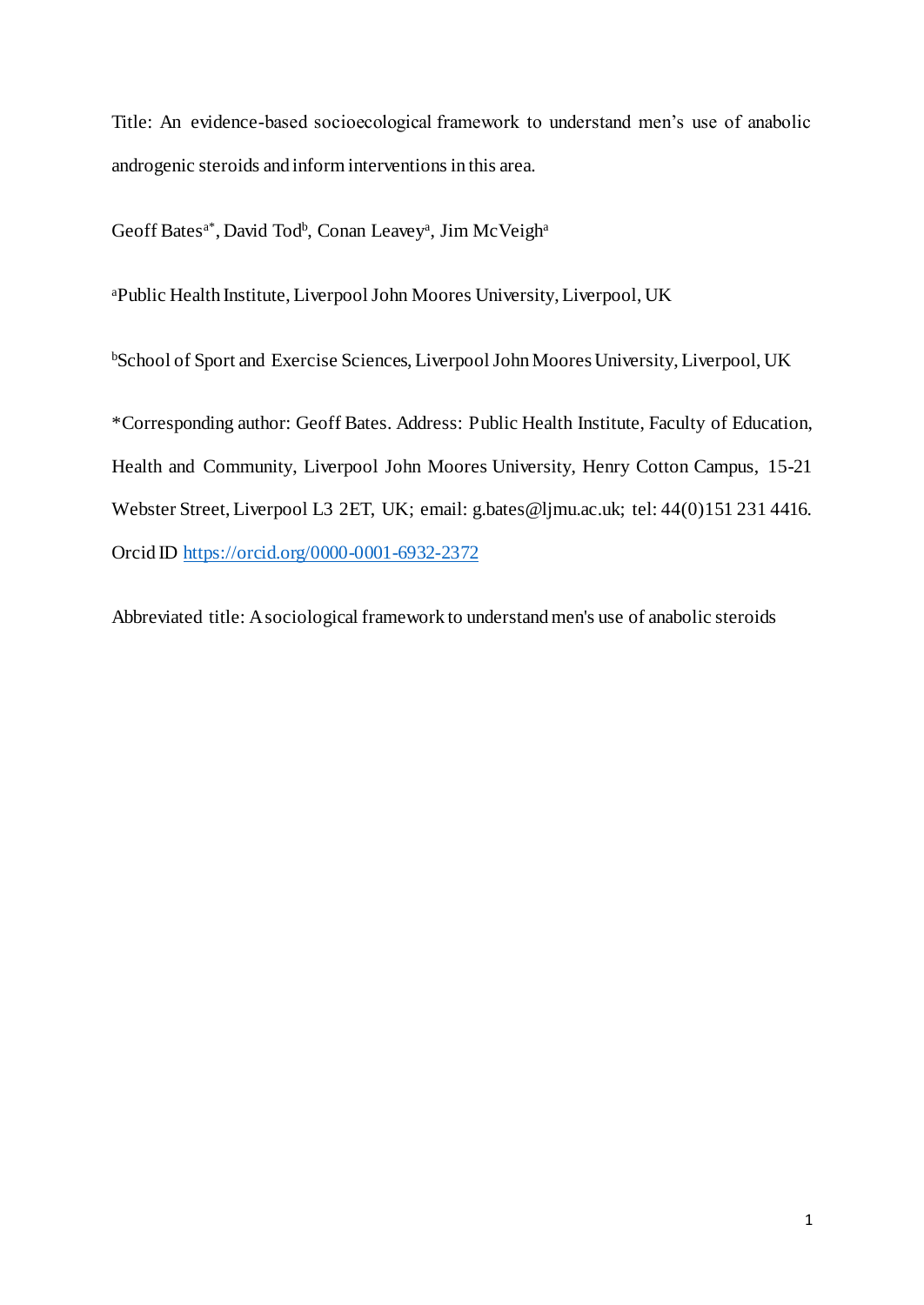Title: An evidence-based socioecological framework to understand men's use of anabolic androgenic steroids and inform interventions in this area.

Geoff Bates[a*], David Tod[b], Conan Leavey[a], Jim McVeigh[a]

[a]Public Health Institute, Liverpool John Moores University, Liverpool, UK

[b]School of Sport and Exercise Sciences, Liverpool John Moores University, Liverpool, UK

*Corresponding author: Geoff Bates. Address: Public Health Institute, Faculty of Education, Health and Community, Liverpool John Moores University, Henry Cotton Campus, 15-21 Webster Street, Liverpool L3 2ET, UK; email: g.bates@ljmu.ac.uk; tel: 44(0)151 231 4416. Orcid ID https://orcid.org/0000-0001-6932-2372

Abbreviated title: A sociological framework to understand men's use of anabolic steroids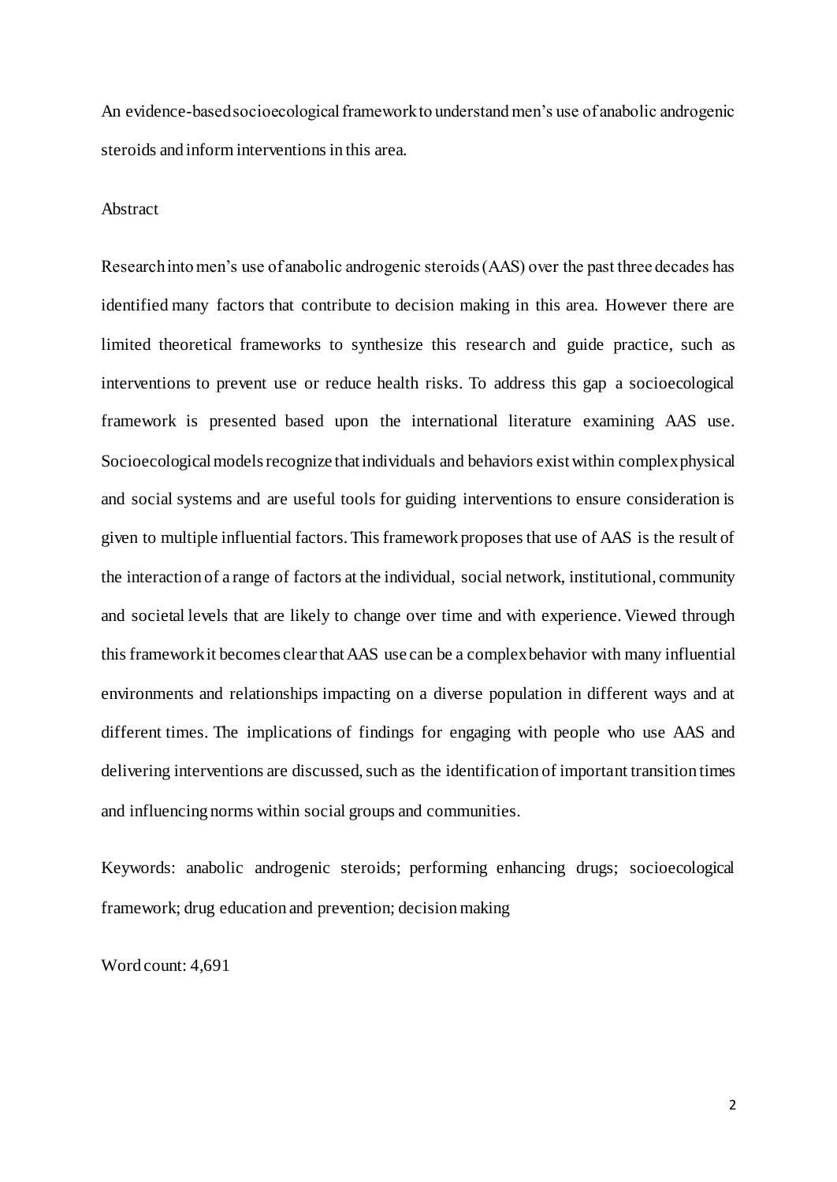An evidence-based socioecological framework to understand men's use of anabolic androgenic steroids and inform interventions in this area.

## Abstract

Research into men's use of anabolic androgenic steroids (AAS) over the past three decades has identified many factors that contribute to decision making in this area. However there are limited theoretical frameworks to synthesize this research and guide practice, such as interventions to prevent use or reduce health risks. To address this gap a socioecological framework is presented based upon the international literature examining AAS use. Socioecological models recognize that individuals and behaviors exist within complex physical and social systems and are useful tools for guiding interventions to ensure consideration is given to multiple influential factors. This framework proposes that use of AAS is the result of the interaction of a range of factors at the individual, social network, institutional, community and societal levels that are likely to change over time and with experience. Viewed through this framework it becomes clear that AAS use can be a complex behavior with many influential environments and relationships impacting on a diverse population in different ways and at different times. The implications of findings for engaging with people who use AAS and delivering interventions are discussed, such as the identification of important transition times and influencing norms within social groups and communities.

Keywords: anabolic androgenic steroids; performing enhancing drugs; socioecological framework; drug education and prevention; decision making

Word count: 4,691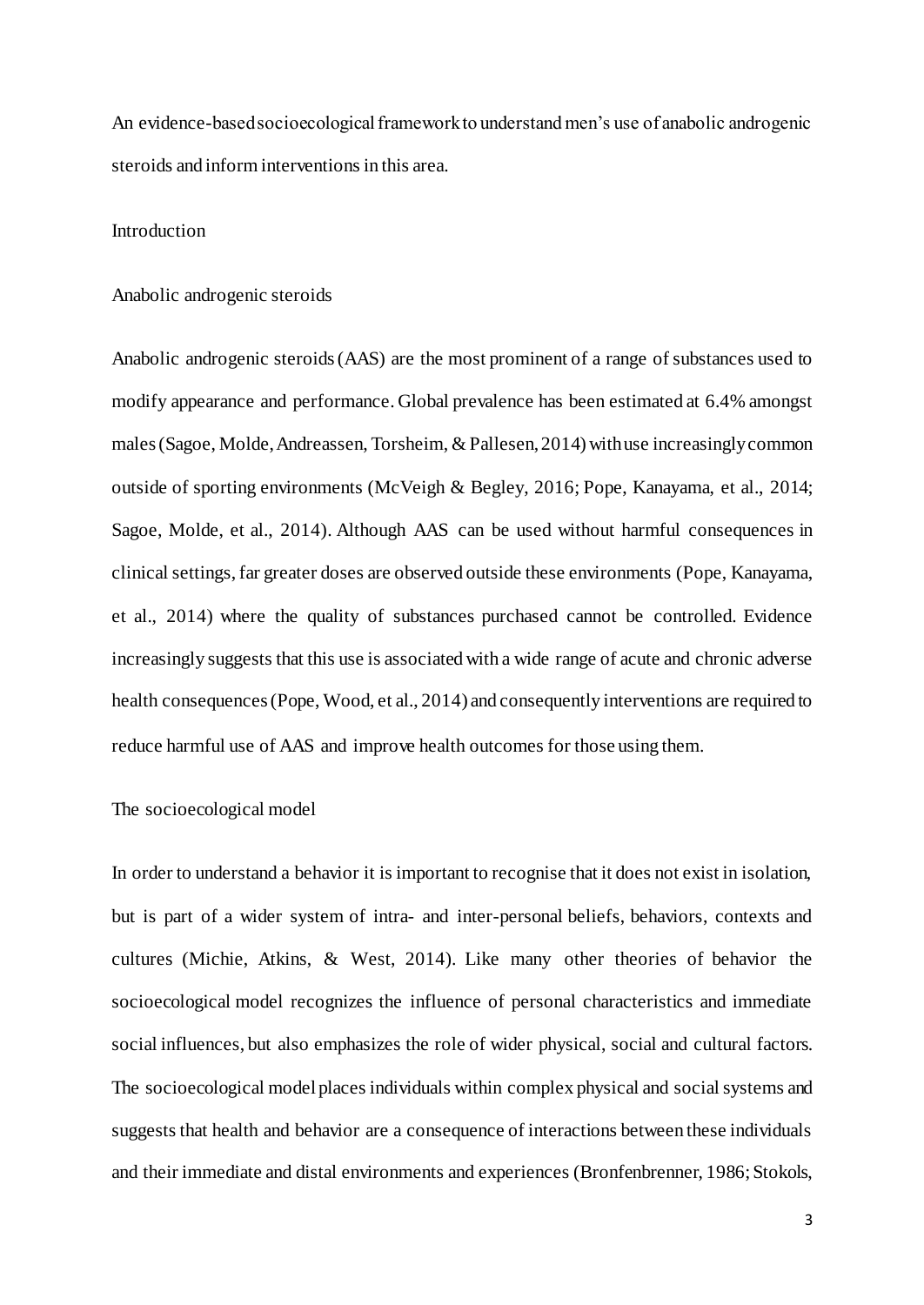An evidence-based socioecological framework to understand men's use of anabolic androgenic steroids and inform interventions in this area.

## Introduction

### Anabolic androgenic steroids

Anabolic androgenic steroids (AAS) are the most prominent of a range of substances used to modify appearance and performance. Global prevalence has been estimated at 6.4% amongst males (Sagoe, Molde, Andreassen, Torsheim, & Pallesen, 2014) with use increasingly common outside of sporting environments (McVeigh & Begley, 2016; Pope, Kanayama, et al., 2014; Sagoe, Molde, et al., 2014). Although AAS can be used without harmful consequences in clinical settings, far greater doses are observed outside these environments (Pope, Kanayama, et al., 2014) where the quality of substances purchased cannot be controlled. Evidence increasingly suggests that this use is associated with a wide range of acute and chronic adverse health consequences (Pope, Wood, et al., 2014) and consequently interventions are required to reduce harmful use of AAS and improve health outcomes for those using them.

### The socioecological model

In order to understand a behavior it is important to recognise that it does not exist in isolation, but is part of a wider system of intra- and inter-personal beliefs, behaviors, contexts and cultures (Michie, Atkins, & West, 2014). Like many other theories of behavior the socioecological model recognizes the influence of personal characteristics and immediate social influences, but also emphasizes the role of wider physical, social and cultural factors. The socioecological model places individuals within complex physical and social systems and suggests that health and behavior are a consequence of interactions between these individuals and their immediate and distal environments and experiences (Bronfenbrenner, 1986; Stokols,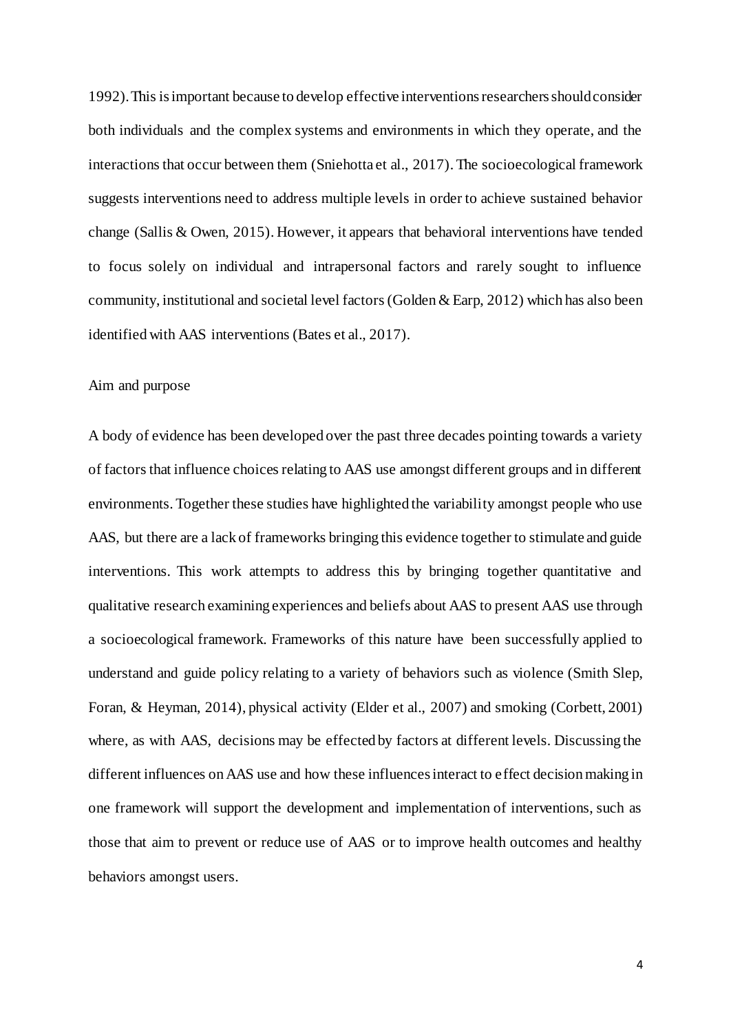1992). This is important because to develop effective interventions researchers should consider both individuals and the complex systems and environments in which they operate, and the interactions that occur between them (Sniehotta et al., 2017). The socioecological framework suggests interventions need to address multiple levels in order to achieve sustained behavior change (Sallis & Owen, 2015). However, it appears that behavioral interventions have tended to focus solely on individual and intrapersonal factors and rarely sought to influence community, institutional and societal level factors (Golden & Earp, 2012) which has also been identified with AAS interventions (Bates et al., 2017).

## Aim and purpose

A body of evidence has been developed over the past three decades pointing towards a variety of factors that influence choices relating to AAS use amongst different groups and in different environments. Together these studies have highlighted the variability amongst people who use AAS, but there are a lack of frameworks bringing this evidence together to stimulate and guide interventions. This work attempts to address this by bringing together quantitative and qualitative research examining experiences and beliefs about AAS to present AAS use through a socioecological framework. Frameworks of this nature have been successfully applied to understand and guide policy relating to a variety of behaviors such as violence (Smith Slep, Foran, & Heyman, 2014), physical activity (Elder et al., 2007) and smoking (Corbett, 2001) where, as with AAS, decisions may be effected by factors at different levels. Discussing the different influences on AAS use and how these influences interact to effect decision making in one framework will support the development and implementation of interventions, such as those that aim to prevent or reduce use of AAS or to improve health outcomes and healthy behaviors amongst users.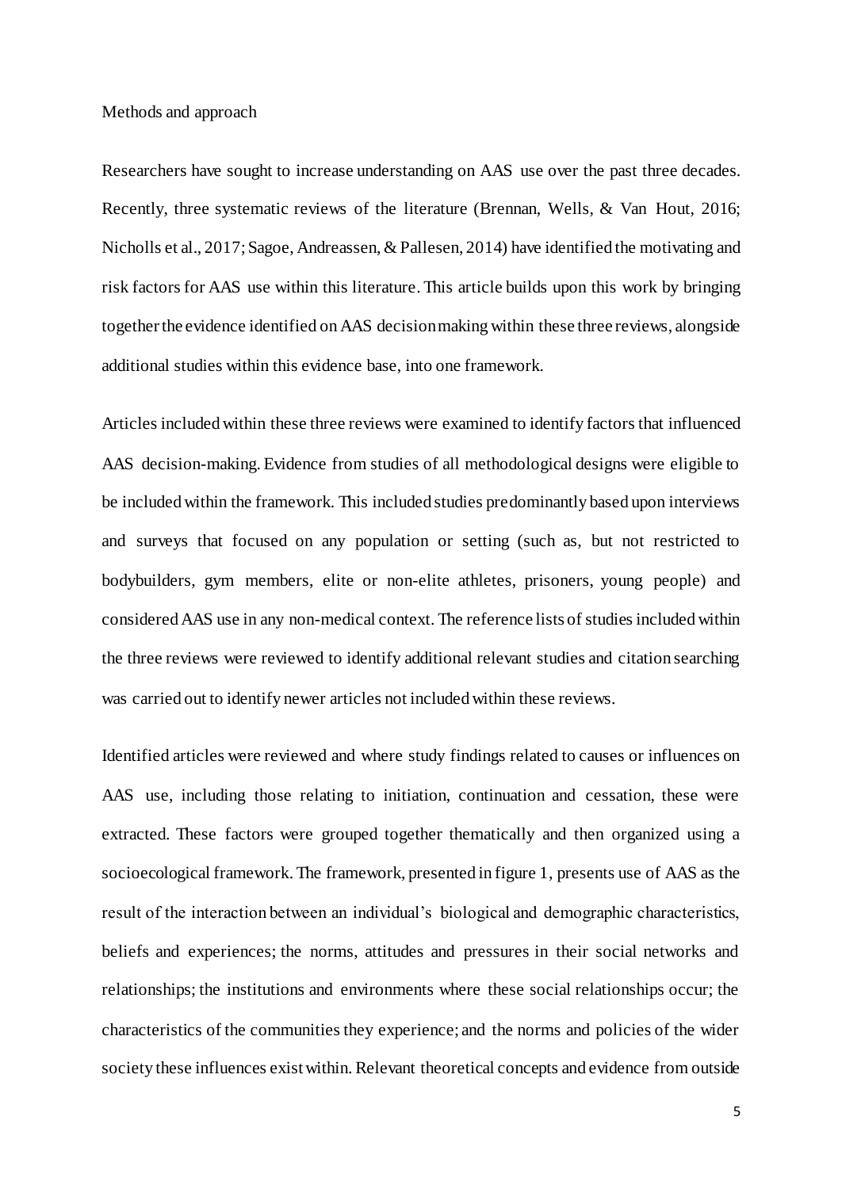## Methods and approach

Researchers have sought to increase understanding on AAS use over the past three decades. Recently, three systematic reviews of the literature (Brennan, Wells, & Van Hout, 2016; Nicholls et al., 2017; Sagoe, Andreassen, & Pallesen, 2014) have identified the motivating and risk factors for AAS use within this literature. This article builds upon this work by bringing together the evidence identified on AAS decision making within these three reviews, alongside additional studies within this evidence base, into one framework.

Articles included within these three reviews were examined to identify factors that influenced AAS decision-making. Evidence from studies of all methodological designs were eligible to be included within the framework. This included studies predominantly based upon interviews and surveys that focused on any population or setting (such as, but not restricted to bodybuilders, gym members, elite or non-elite athletes, prisoners, young people) and considered AAS use in any non-medical context. The reference lists of studies included within the three reviews were reviewed to identify additional relevant studies and citation searching was carried out to identify newer articles not included within these reviews.

Identified articles were reviewed and where study findings related to causes or influences on AAS use, including those relating to initiation, continuation and cessation, these were extracted. These factors were grouped together thematically and then organized using a socioecological framework. The framework, presented in figure 1, presents use of AAS as the result of the interaction between an individual's biological and demographic characteristics, beliefs and experiences; the norms, attitudes and pressures in their social networks and relationships; the institutions and environments where these social relationships occur; the characteristics of the communities they experience; and the norms and policies of the wider society these influences exist within. Relevant theoretical concepts and evidence from outside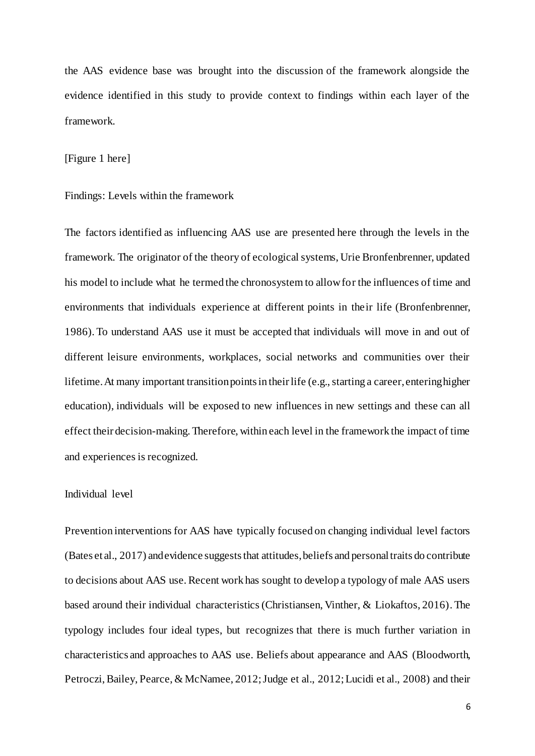the AAS evidence base was brought into the discussion of the framework alongside the evidence identified in this study to provide context to findings within each layer of the framework.

[Figure 1 here]

## Findings: Levels within the framework

The factors identified as influencing AAS use are presented here through the levels in the framework. The originator of the theory of ecological systems, Urie Bronfenbrenner, updated his model to include what he termed the chronosystem to allow for the influences of time and environments that individuals experience at different points in their life (Bronfenbrenner, 1986). To understand AAS use it must be accepted that individuals will move in and out of different leisure environments, workplaces, social networks and communities over their lifetime. At many important transition points in their life (e.g., starting a career, entering higher education), individuals will be exposed to new influences in new settings and these can all effect their decision-making. Therefore, within each level in the framework the impact of time and experiences is recognized.

### Individual level

Prevention interventions for AAS have typically focused on changing individual level factors (Bates et al., 2017) and evidence suggests that attitudes, beliefs and personal traits do contribute to decisions about AAS use. Recent work has sought to develop a typology of male AAS users based around their individual characteristics (Christiansen, Vinther, & Liokaftos, 2016). The typology includes four ideal types, but recognizes that there is much further variation in characteristics and approaches to AAS use. Beliefs about appearance and AAS (Bloodworth, Petroczi, Bailey, Pearce, & McNamee, 2012; Judge et al., 2012; Lucidi et al., 2008) and their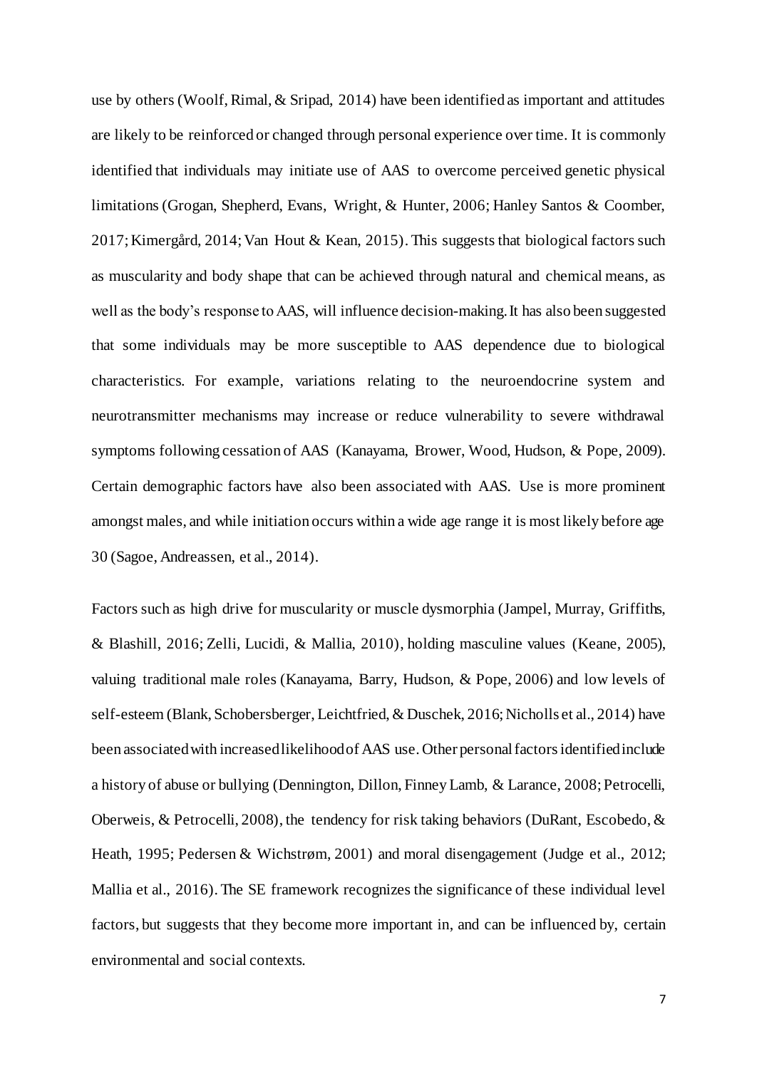use by others (Woolf, Rimal, & Sripad, 2014) have been identified as important and attitudes are likely to be reinforced or changed through personal experience over time. It is commonly identified that individuals may initiate use of AAS to overcome perceived genetic physical limitations (Grogan, Shepherd, Evans, Wright, & Hunter, 2006; Hanley Santos & Coomber, 2017; Kimergård, 2014; Van Hout & Kean, 2015). This suggests that biological factors such as muscularity and body shape that can be achieved through natural and chemical means, as well as the body's response to AAS, will influence decision-making. It has also been suggested that some individuals may be more susceptible to AAS dependence due to biological characteristics. For example, variations relating to the neuroendocrine system and neurotransmitter mechanisms may increase or reduce vulnerability to severe withdrawal symptoms following cessation of AAS (Kanayama, Brower, Wood, Hudson, & Pope, 2009). Certain demographic factors have also been associated with AAS. Use is more prominent amongst males, and while initiation occurs within a wide age range it is most likely before age 30 (Sagoe, Andreassen, et al., 2014).

Factors such as high drive for muscularity or muscle dysmorphia (Jampel, Murray, Griffiths, & Blashill, 2016; Zelli, Lucidi, & Mallia, 2010), holding masculine values (Keane, 2005), valuing traditional male roles (Kanayama, Barry, Hudson, & Pope, 2006) and low levels of self-esteem (Blank, Schobersberger, Leichtfried, & Duschek, 2016; Nicholls et al., 2014) have been associated with increased likelihood of AAS use. Other personal factors identified include a history of abuse or bullying (Dennington, Dillon, Finney Lamb, & Larance, 2008; Petrocelli, Oberweis, & Petrocelli, 2008), the tendency for risk taking behaviors (DuRant, Escobedo, & Heath, 1995; Pedersen & Wichstrøm, 2001) and moral disengagement (Judge et al., 2012; Mallia et al., 2016). The SE framework recognizes the significance of these individual level factors, but suggests that they become more important in, and can be influenced by, certain environmental and social contexts.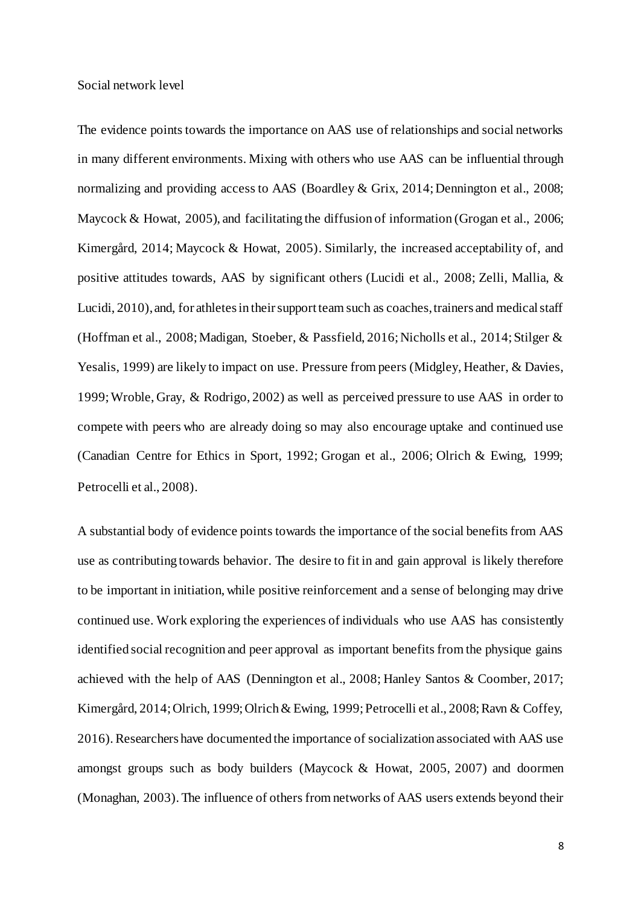### Social network level

The evidence points towards the importance on AAS use of relationships and social networks in many different environments. Mixing with others who use AAS can be influential through normalizing and providing access to AAS (Boardley & Grix, 2014; Dennington et al., 2008; Maycock & Howat, 2005), and facilitating the diffusion of information (Grogan et al., 2006; Kimergård, 2014; Maycock & Howat, 2005). Similarly, the increased acceptability of, and positive attitudes towards, AAS by significant others (Lucidi et al., 2008; Zelli, Mallia, & Lucidi, 2010), and, for athletes in their support team such as coaches, trainers and medical staff (Hoffman et al., 2008; Madigan, Stoeber, & Passfield, 2016; Nicholls et al., 2014; Stilger & Yesalis, 1999) are likely to impact on use. Pressure from peers (Midgley, Heather, & Davies, 1999; Wroble, Gray, & Rodrigo, 2002) as well as perceived pressure to use AAS in order to compete with peers who are already doing so may also encourage uptake and continued use (Canadian Centre for Ethics in Sport, 1992; Grogan et al., 2006; Olrich & Ewing, 1999; Petrocelli et al., 2008).

A substantial body of evidence points towards the importance of the social benefits from AAS use as contributing towards behavior. The desire to fit in and gain approval is likely therefore to be important in initiation, while positive reinforcement and a sense of belonging may drive continued use. Work exploring the experiences of individuals who use AAS has consistently identified social recognition and peer approval as important benefits from the physique gains achieved with the help of AAS (Dennington et al., 2008; Hanley Santos & Coomber, 2017; Kimergård, 2014; Olrich, 1999; Olrich & Ewing, 1999; Petrocelli et al., 2008; Ravn & Coffey, 2016). Researchers have documented the importance of socialization associated with AAS use amongst groups such as body builders (Maycock & Howat, 2005, 2007) and doormen (Monaghan, 2003). The influence of others from networks of AAS users extends beyond their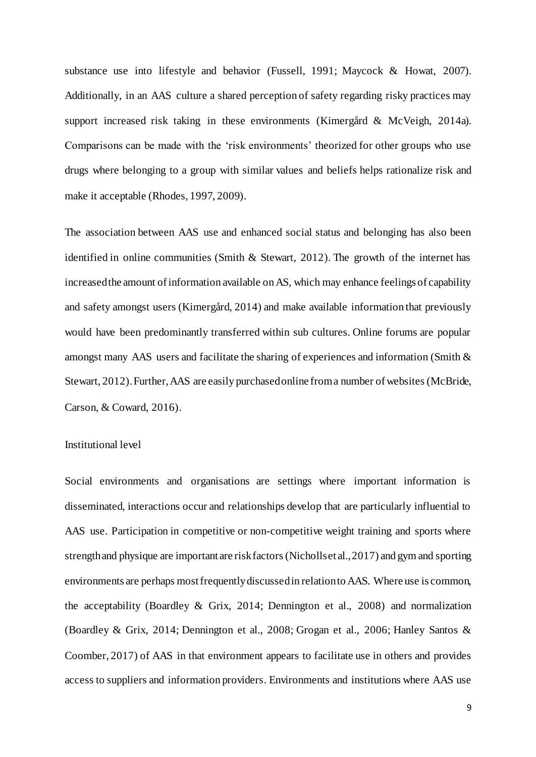substance use into lifestyle and behavior (Fussell, 1991; Maycock & Howat, 2007). Additionally, in an AAS culture a shared perception of safety regarding risky practices may support increased risk taking in these environments (Kimergård & McVeigh, 2014a). Comparisons can be made with the 'risk environments' theorized for other groups who use drugs where belonging to a group with similar values and beliefs helps rationalize risk and make it acceptable (Rhodes, 1997, 2009).

The association between AAS use and enhanced social status and belonging has also been identified in online communities (Smith & Stewart, 2012). The growth of the internet has increased the amount of information available on AS, which may enhance feelings of capability and safety amongst users (Kimergård, 2014) and make available information that previously would have been predominantly transferred within sub cultures. Online forums are popular amongst many AAS users and facilitate the sharing of experiences and information (Smith & Stewart, 2012). Further, AAS are easily purchased online from a number of websites (McBride, Carson, & Coward, 2016).

Institutional level

Social environments and organisations are settings where important information is disseminated, interactions occur and relationships develop that are particularly influential to AAS use. Participation in competitive or non-competitive weight training and sports where strength and physique are important are risk factors (Nicholls et al., 2017) and gym and sporting environments are perhaps most frequently discussed in relation to AAS. Where use is common, the acceptability (Boardley & Grix, 2014; Dennington et al., 2008) and normalization (Boardley & Grix, 2014; Dennington et al., 2008; Grogan et al., 2006; Hanley Santos & Coomber, 2017) of AAS in that environment appears to facilitate use in others and provides access to suppliers and information providers. Environments and institutions where AAS use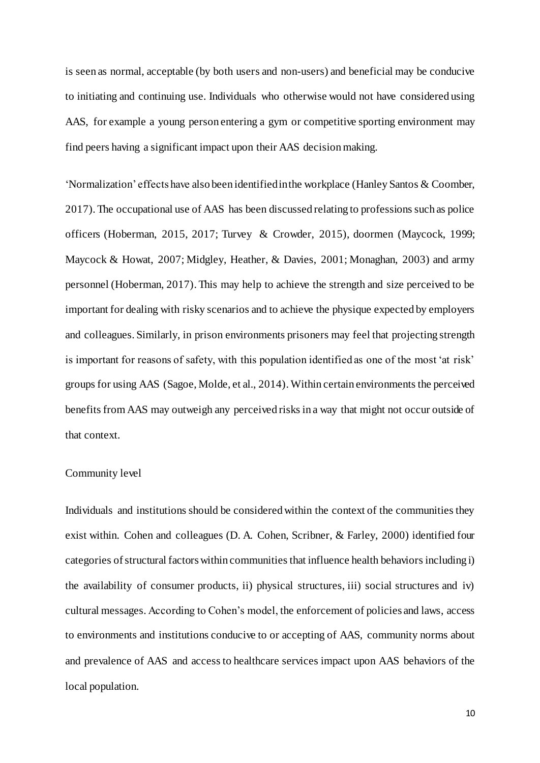is seen as normal, acceptable (by both users and non-users) and beneficial may be conducive to initiating and continuing use. Individuals who otherwise would not have considered using AAS, for example a young person entering a gym or competitive sporting environment may find peers having a significant impact upon their AAS decision making.

'Normalization' effects have also been identified in the workplace (Hanley Santos & Coomber, 2017). The occupational use of AAS has been discussed relating to professions such as police officers (Hoberman, 2015, 2017; Turvey & Crowder, 2015), doormen (Maycock, 1999; Maycock & Howat, 2007; Midgley, Heather, & Davies, 2001; Monaghan, 2003) and army personnel (Hoberman, 2017). This may help to achieve the strength and size perceived to be important for dealing with risky scenarios and to achieve the physique expected by employers and colleagues. Similarly, in prison environments prisoners may feel that projecting strength is important for reasons of safety, with this population identified as one of the most 'at risk' groups for using AAS (Sagoe, Molde, et al., 2014). Within certain environments the perceived benefits from AAS may outweigh any perceived risks in a way that might not occur outside of that context.

### Community level

Individuals and institutions should be considered within the context of the communities they exist within. Cohen and colleagues (D. A. Cohen, Scribner, & Farley, 2000) identified four categories of structural factors within communities that influence health behaviors including i) the availability of consumer products, ii) physical structures, iii) social structures and iv) cultural messages. According to Cohen's model, the enforcement of policies and laws, access to environments and institutions conducive to or accepting of AAS, community norms about and prevalence of AAS and access to healthcare services impact upon AAS behaviors of the local population.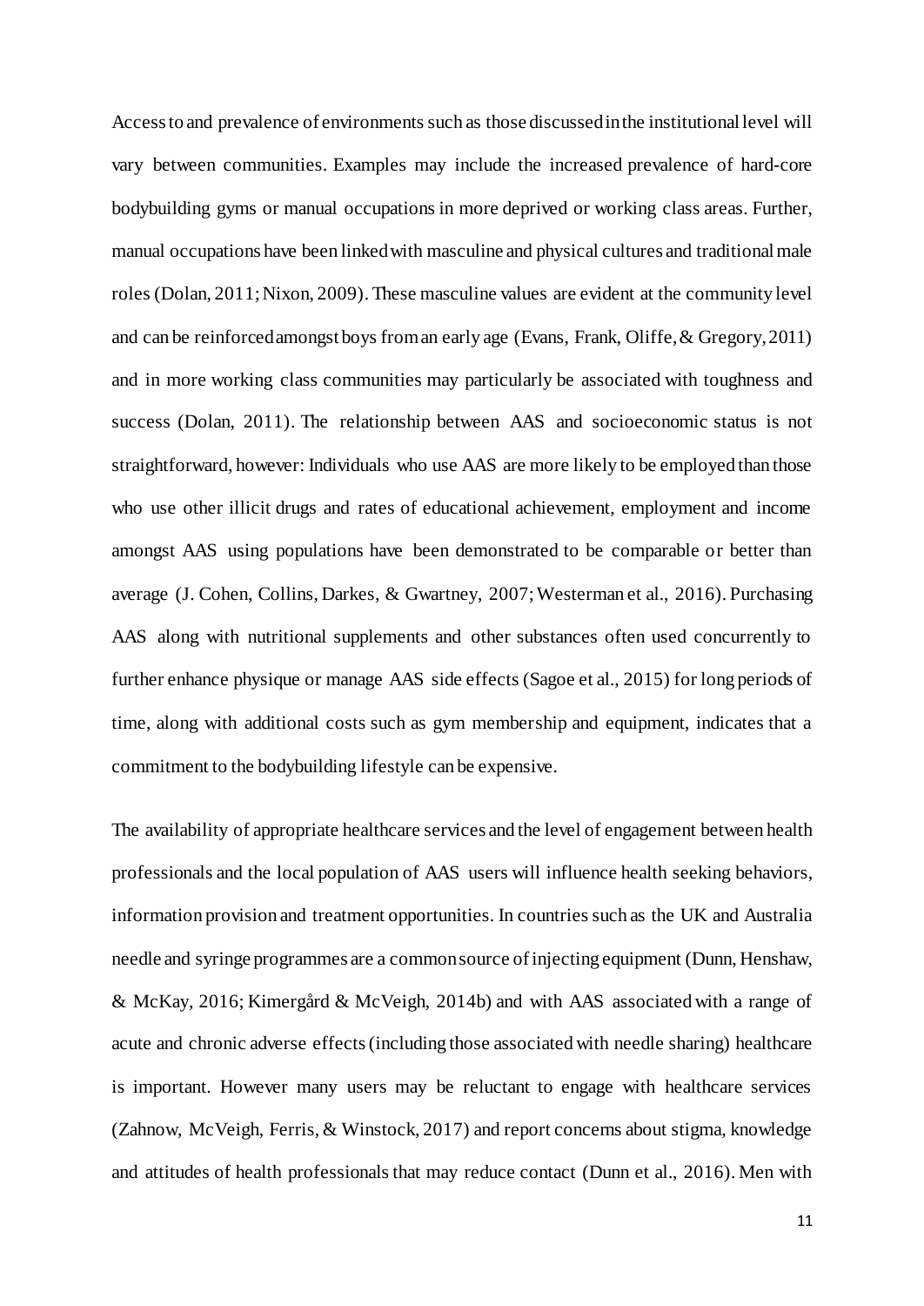Access to and prevalence of environments such as those discussed in the institutional level will vary between communities. Examples may include the increased prevalence of hard-core bodybuilding gyms or manual occupations in more deprived or working class areas. Further, manual occupations have been linked with masculine and physical cultures and traditional male roles (Dolan, 2011; Nixon, 2009). These masculine values are evident at the community level and can be reinforced amongst boys from an early age (Evans, Frank, Oliffe, & Gregory, 2011) and in more working class communities may particularly be associated with toughness and success (Dolan, 2011). The relationship between AAS and socioeconomic status is not straightforward, however: Individuals who use AAS are more likely to be employed than those who use other illicit drugs and rates of educational achievement, employment and income amongst AAS using populations have been demonstrated to be comparable or better than average (J. Cohen, Collins, Darkes, & Gwartney, 2007; Westerman et al., 2016). Purchasing AAS along with nutritional supplements and other substances often used concurrently to further enhance physique or manage AAS side effects (Sagoe et al., 2015) for long periods of time, along with additional costs such as gym membership and equipment, indicates that a commitment to the bodybuilding lifestyle can be expensive.

The availability of appropriate healthcare services and the level of engagement between health professionals and the local population of AAS users will influence health seeking behaviors, information provision and treatment opportunities. In countries such as the UK and Australia needle and syringe programmes are a common source of injecting equipment (Dunn, Henshaw, & McKay, 2016; Kimergård & McVeigh, 2014b) and with AAS associated with a range of acute and chronic adverse effects (including those associated with needle sharing) healthcare is important. However many users may be reluctant to engage with healthcare services (Zahnow, McVeigh, Ferris, & Winstock, 2017) and report concerns about stigma, knowledge and attitudes of health professionals that may reduce contact (Dunn et al., 2016). Men with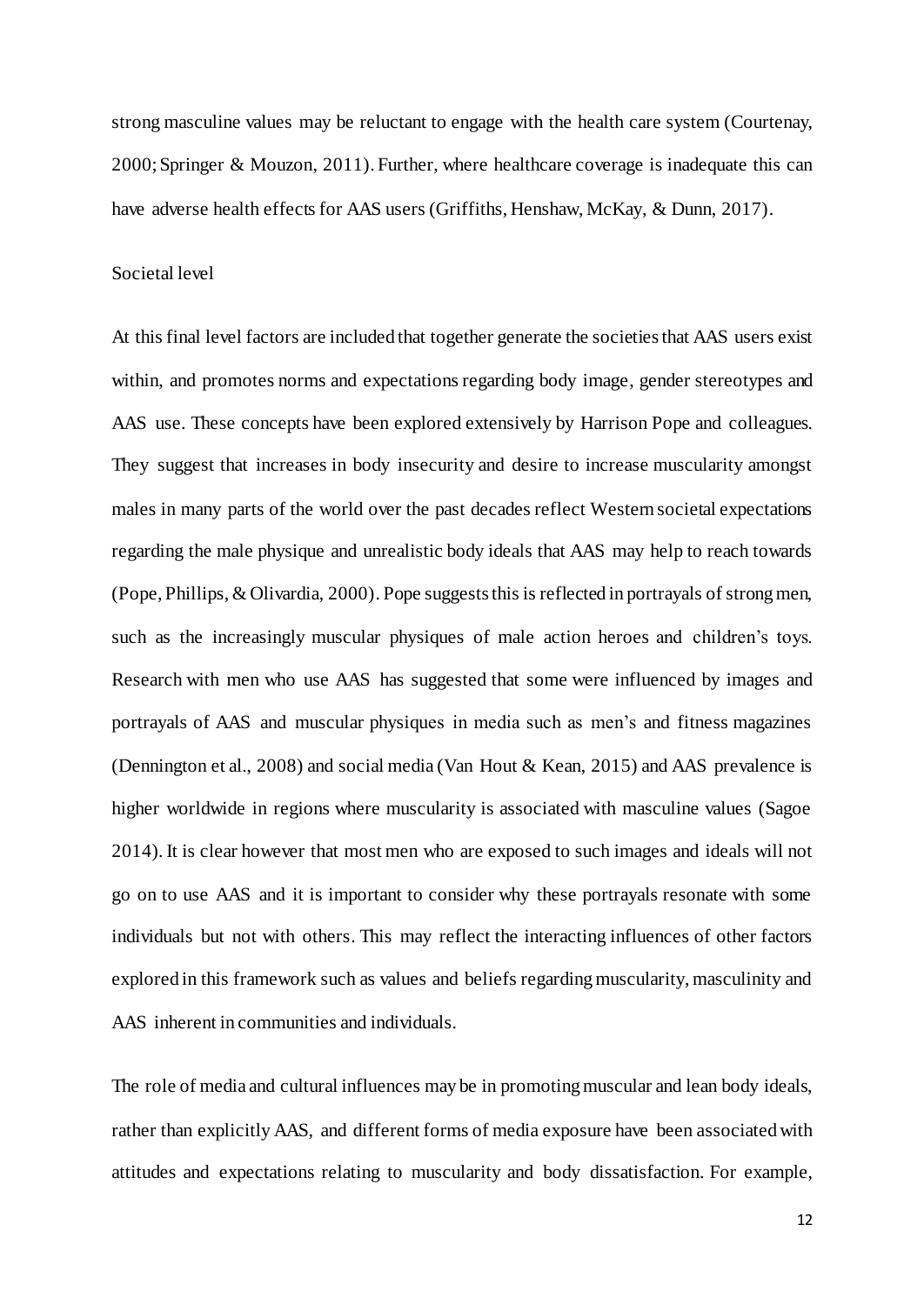strong masculine values may be reluctant to engage with the health care system (Courtenay, 2000; Springer & Mouzon, 2011). Further, where healthcare coverage is inadequate this can have adverse health effects for AAS users (Griffiths, Henshaw, McKay, & Dunn, 2017).

### Societal level

At this final level factors are included that together generate the societies that AAS users exist within, and promotes norms and expectations regarding body image, gender stereotypes and AAS use. These concepts have been explored extensively by Harrison Pope and colleagues. They suggest that increases in body insecurity and desire to increase muscularity amongst males in many parts of the world over the past decades reflect Western societal expectations regarding the male physique and unrealistic body ideals that AAS may help to reach towards (Pope, Phillips, & Olivardia, 2000). Pope suggests this is reflected in portrayals of strong men, such as the increasingly muscular physiques of male action heroes and children's toys. Research with men who use AAS has suggested that some were influenced by images and portrayals of AAS and muscular physiques in media such as men's and fitness magazines (Dennington et al., 2008) and social media (Van Hout & Kean, 2015) and AAS prevalence is higher worldwide in regions where muscularity is associated with masculine values (Sagoe 2014). It is clear however that most men who are exposed to such images and ideals will not go on to use AAS and it is important to consider why these portrayals resonate with some individuals but not with others. This may reflect the interacting influences of other factors explored in this framework such as values and beliefs regarding muscularity, masculinity and AAS inherent in communities and individuals.

The role of media and cultural influences may be in promoting muscular and lean body ideals, rather than explicitly AAS, and different forms of media exposure have been associated with attitudes and expectations relating to muscularity and body dissatisfaction. For example,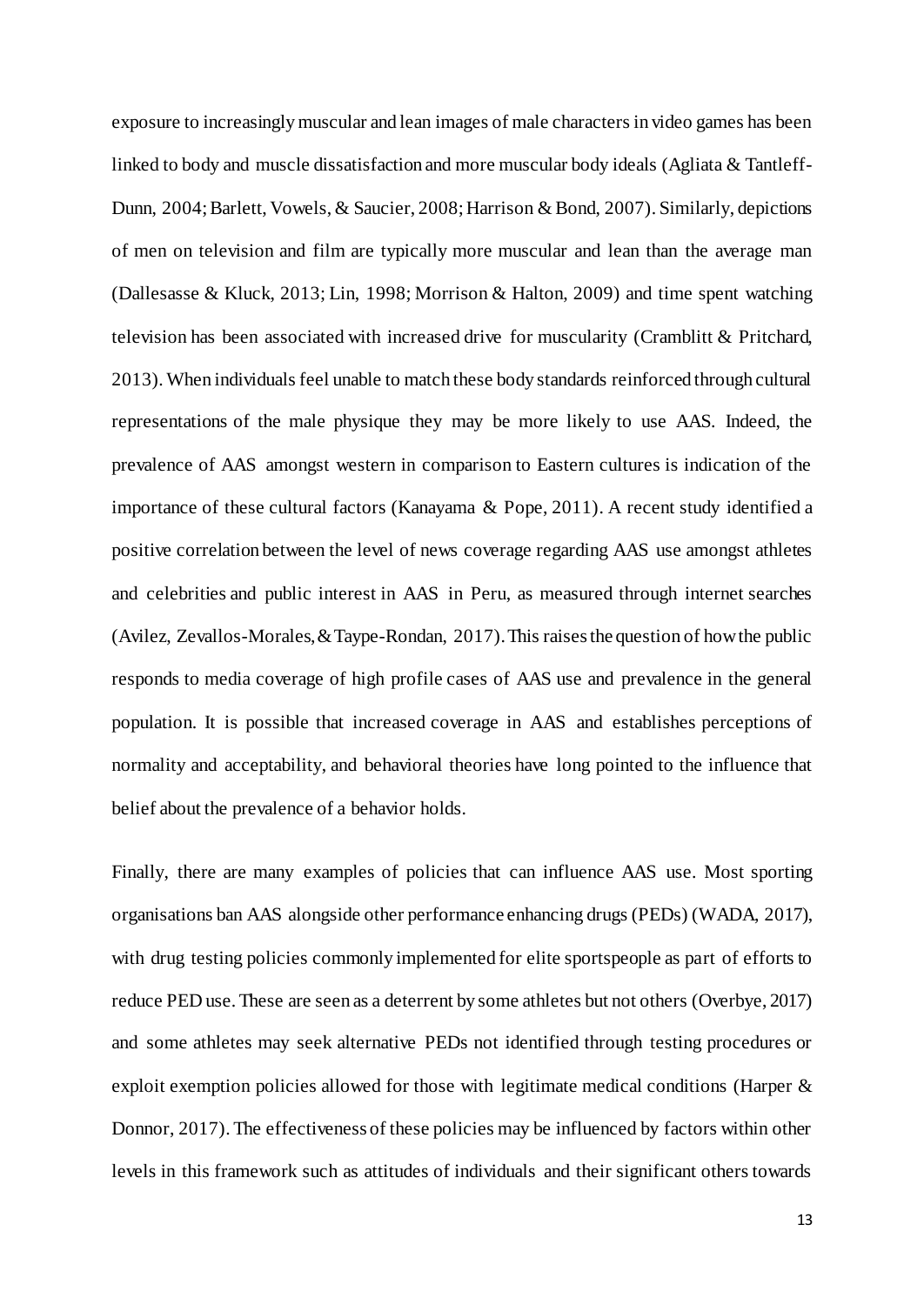exposure to increasingly muscular and lean images of male characters in video games has been linked to body and muscle dissatisfaction and more muscular body ideals (Agliata & Tantleff-Dunn, 2004; Barlett, Vowels, & Saucier, 2008; Harrison & Bond, 2007). Similarly, depictions of men on television and film are typically more muscular and lean than the average man (Dallesasse & Kluck, 2013; Lin, 1998; Morrison & Halton, 2009) and time spent watching television has been associated with increased drive for muscularity (Cramblitt & Pritchard, 2013). When individuals feel unable to match these body standards reinforced through cultural representations of the male physique they may be more likely to use AAS. Indeed, the prevalence of AAS amongst western in comparison to Eastern cultures is indication of the importance of these cultural factors (Kanayama & Pope, 2011). A recent study identified a positive correlation between the level of news coverage regarding AAS use amongst athletes and celebrities and public interest in AAS in Peru, as measured through internet searches (Avilez, Zevallos-Morales, & Taype-Rondan, 2017). This raises the question of how the public responds to media coverage of high profile cases of AAS use and prevalence in the general population. It is possible that increased coverage in AAS and establishes perceptions of normality and acceptability, and behavioral theories have long pointed to the influence that belief about the prevalence of a behavior holds.

Finally, there are many examples of policies that can influence AAS use. Most sporting organisations ban AAS alongside other performance enhancing drugs (PEDs) (WADA, 2017), with drug testing policies commonly implemented for elite sportspeople as part of efforts to reduce PED use. These are seen as a deterrent by some athletes but not others (Overbye, 2017) and some athletes may seek alternative PEDs not identified through testing procedures or exploit exemption policies allowed for those with legitimate medical conditions (Harper & Donnor, 2017). The effectiveness of these policies may be influenced by factors within other levels in this framework such as attitudes of individuals and their significant others towards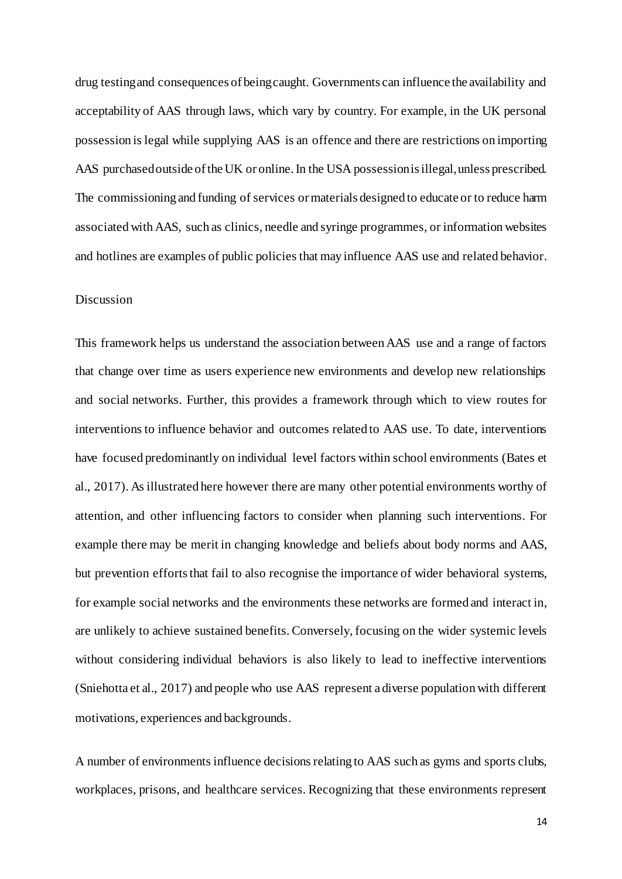drug testing and consequences of being caught. Governments can influence the availability and acceptability of AAS through laws, which vary by country. For example, in the UK personal possession is legal while supplying AAS is an offence and there are restrictions on importing AAS purchased outside of the UK or online. In the USA possession is illegal, unless prescribed. The commissioning and funding of services or materials designed to educate or to reduce harm associated with AAS, such as clinics, needle and syringe programmes, or information websites and hotlines are examples of public policies that may influence AAS use and related behavior.

## Discussion

This framework helps us understand the association between AAS use and a range of factors that change over time as users experience new environments and develop new relationships and social networks. Further, this provides a framework through which to view routes for interventions to influence behavior and outcomes related to AAS use. To date, interventions have focused predominantly on individual level factors within school environments (Bates et al., 2017). As illustrated here however there are many other potential environments worthy of attention, and other influencing factors to consider when planning such interventions. For example there may be merit in changing knowledge and beliefs about body norms and AAS, but prevention efforts that fail to also recognise the importance of wider behavioral systems, for example social networks and the environments these networks are formed and interact in, are unlikely to achieve sustained benefits. Conversely, focusing on the wider systemic levels without considering individual behaviors is also likely to lead to ineffective interventions (Sniehotta et al., 2017) and people who use AAS represent a diverse population with different motivations, experiences and backgrounds.

A number of environments influence decisions relating to AAS such as gyms and sports clubs, workplaces, prisons, and healthcare services. Recognizing that these environments represent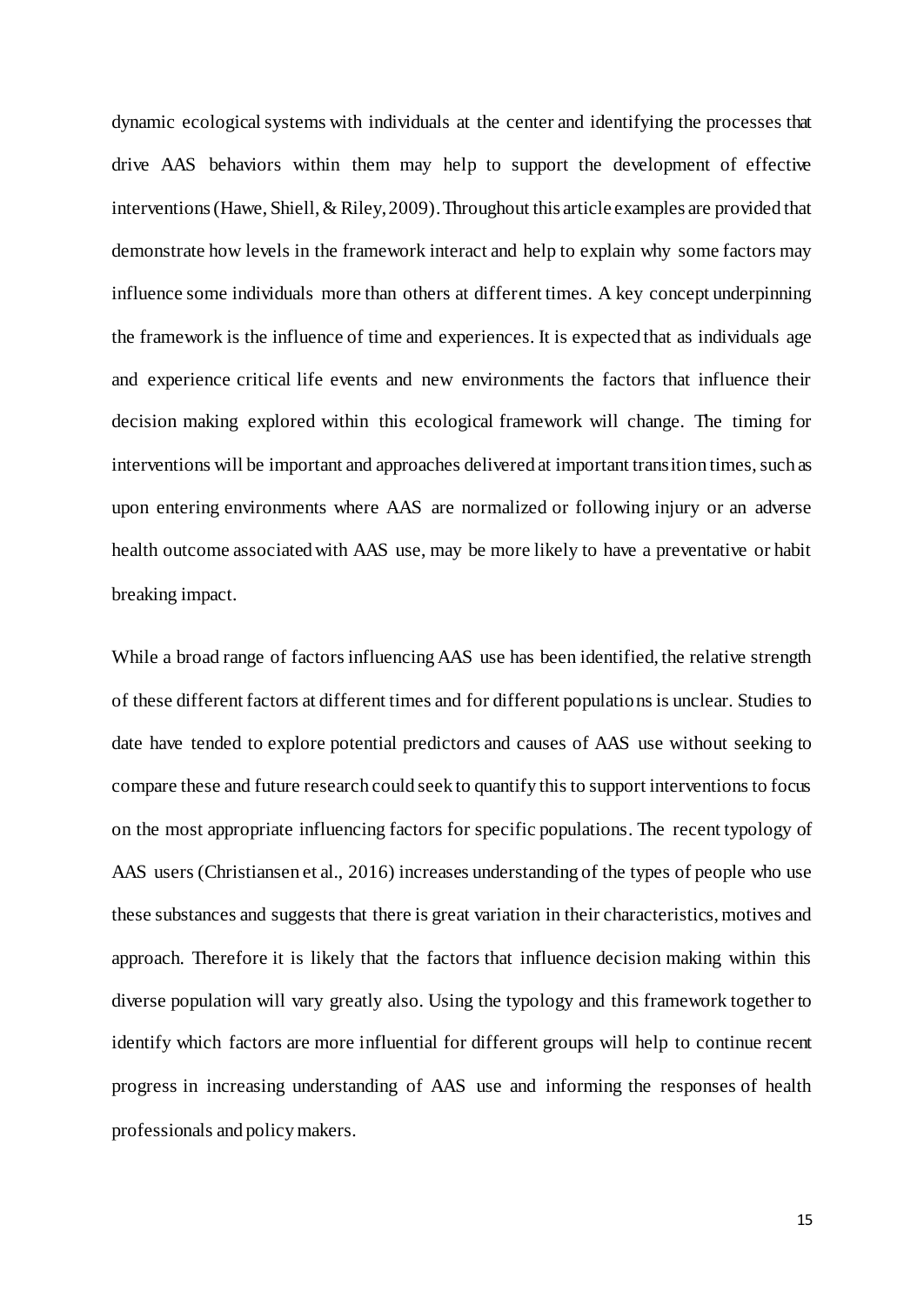dynamic ecological systems with individuals at the center and identifying the processes that drive AAS behaviors within them may help to support the development of effective interventions (Hawe, Shiell, & Riley, 2009). Throughout this article examples are provided that demonstrate how levels in the framework interact and help to explain why some factors may influence some individuals more than others at different times. A key concept underpinning the framework is the influence of time and experiences. It is expected that as individuals age and experience critical life events and new environments the factors that influence their decision making explored within this ecological framework will change. The timing for interventions will be important and approaches delivered at important transition times, such as upon entering environments where AAS are normalized or following injury or an adverse health outcome associated with AAS use, may be more likely to have a preventative or habit breaking impact.

While a broad range of factors influencing AAS use has been identified, the relative strength of these different factors at different times and for different populations is unclear. Studies to date have tended to explore potential predictors and causes of AAS use without seeking to compare these and future research could seek to quantify this to support interventions to focus on the most appropriate influencing factors for specific populations. The recent typology of AAS users (Christiansen et al., 2016) increases understanding of the types of people who use these substances and suggests that there is great variation in their characteristics, motives and approach. Therefore it is likely that the factors that influence decision making within this diverse population will vary greatly also. Using the typology and this framework together to identify which factors are more influential for different groups will help to continue recent progress in increasing understanding of AAS use and informing the responses of health professionals and policy makers.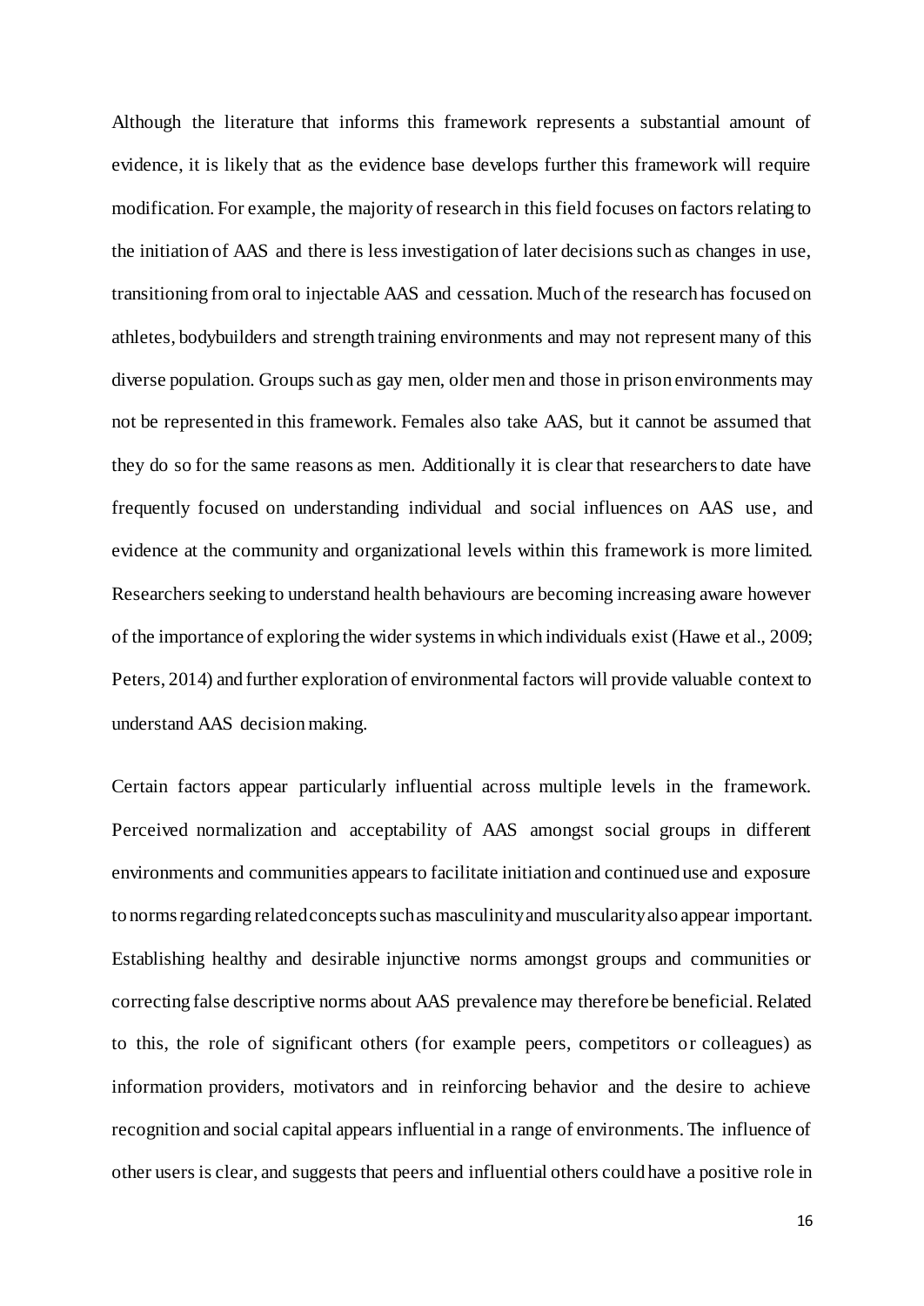Although the literature that informs this framework represents a substantial amount of evidence, it is likely that as the evidence base develops further this framework will require modification. For example, the majority of research in this field focuses on factors relating to the initiation of AAS and there is less investigation of later decisions such as changes in use, transitioning from oral to injectable AAS and cessation. Much of the research has focused on athletes, bodybuilders and strength training environments and may not represent many of this diverse population. Groups such as gay men, older men and those in prison environments may not be represented in this framework. Females also take AAS, but it cannot be assumed that they do so for the same reasons as men. Additionally it is clear that researchers to date have frequently focused on understanding individual and social influences on AAS use, and evidence at the community and organizational levels within this framework is more limited. Researchers seeking to understand health behaviours are becoming increasing aware however of the importance of exploring the wider systems in which individuals exist (Hawe et al., 2009; Peters, 2014) and further exploration of environmental factors will provide valuable context to understand AAS decision making.

Certain factors appear particularly influential across multiple levels in the framework. Perceived normalization and acceptability of AAS amongst social groups in different environments and communities appears to facilitate initiation and continued use and exposure to norms regarding related concepts such as masculinity and muscularity also appear important. Establishing healthy and desirable injunctive norms amongst groups and communities or correcting false descriptive norms about AAS prevalence may therefore be beneficial. Related to this, the role of significant others (for example peers, competitors or colleagues) as information providers, motivators and in reinforcing behavior and the desire to achieve recognition and social capital appears influential in a range of environments. The influence of other users is clear, and suggests that peers and influential others could have a positive role in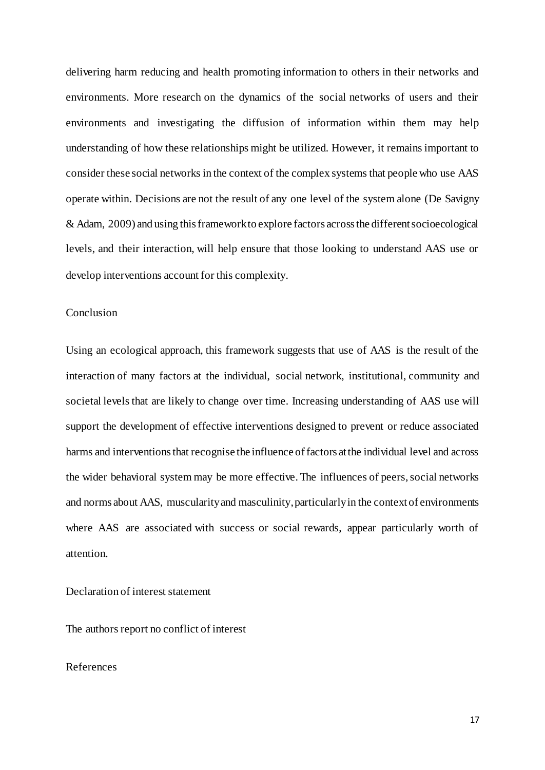delivering harm reducing and health promoting information to others in their networks and environments. More research on the dynamics of the social networks of users and their environments and investigating the diffusion of information within them may help understanding of how these relationships might be utilized. However, it remains important to consider these social networks in the context of the complex systems that people who use AAS operate within. Decisions are not the result of any one level of the system alone (De Savigny & Adam, 2009) and using this framework to explore factors across the different socioecological levels, and their interaction, will help ensure that those looking to understand AAS use or develop interventions account for this complexity.

## Conclusion

Using an ecological approach, this framework suggests that use of AAS is the result of the interaction of many factors at the individual, social network, institutional, community and societal levels that are likely to change over time. Increasing understanding of AAS use will support the development of effective interventions designed to prevent or reduce associated harms and interventions that recognise the influence of factors at the individual level and across the wider behavioral system may be more effective. The influences of peers, social networks and norms about AAS, muscularity and masculinity, particularly in the context of environments where AAS are associated with success or social rewards, appear particularly worth of attention.

## Declaration of interest statement

The authors report no conflict of interest

## References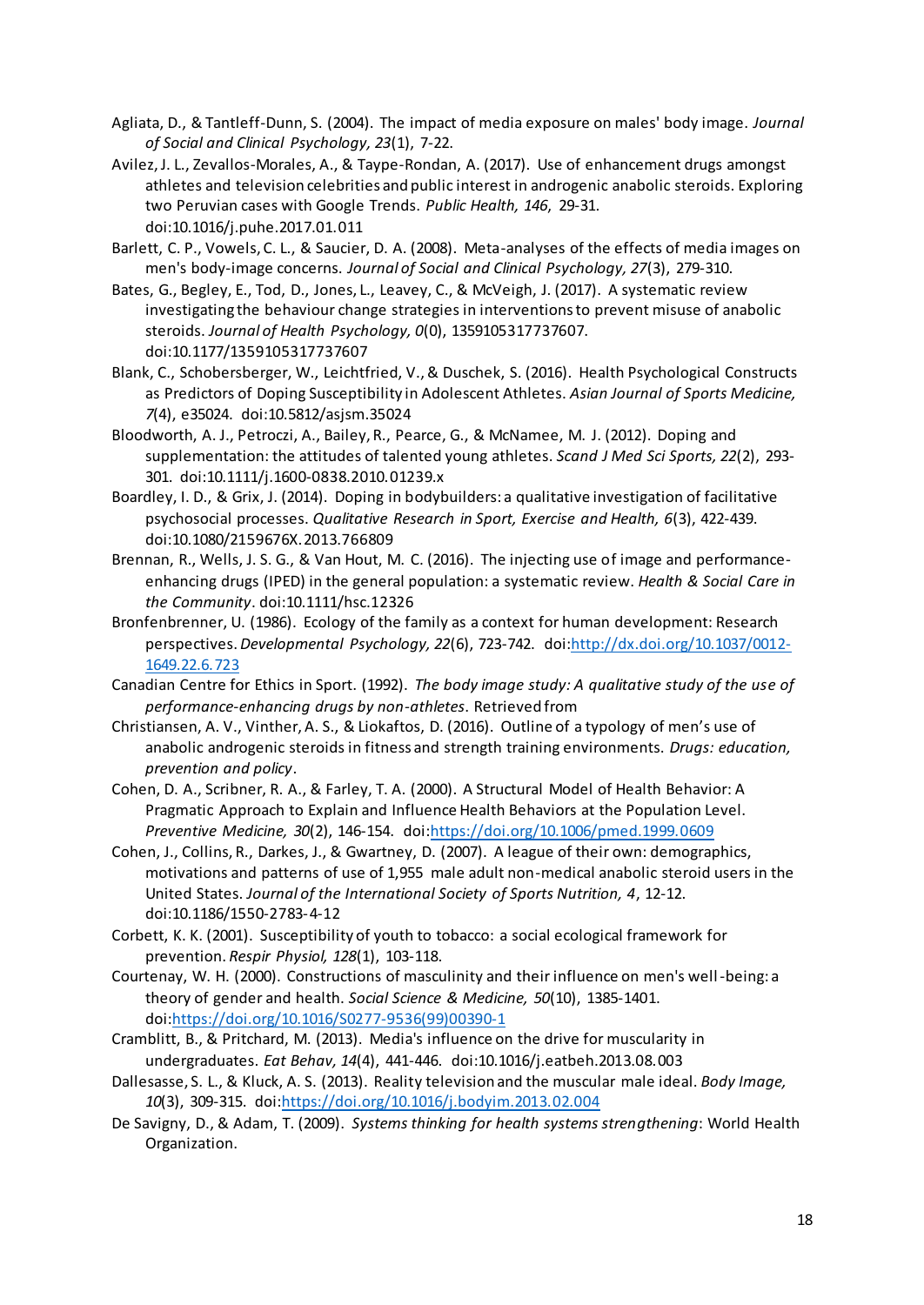Agliata, D., & Tantleff-Dunn, S. (2004). The impact of media exposure on males' body image. *Journal of Social and Clinical Psychology, 23*(1), 7-22.

Avilez, J. L., Zevallos-Morales, A., & Taype-Rondan, A. (2017). Use of enhancement drugs amongst athletes and television celebrities and public interest in androgenic anabolic steroids. Exploring two Peruvian cases with Google Trends. *Public Health, 146*, 29-31. doi:10.1016/j.puhe.2017.01.011

Barlett, C. P., Vowels, C. L., & Saucier, D. A. (2008). Meta-analyses of the effects of media images on men's body-image concerns. *Journal of Social and Clinical Psychology, 27*(3), 279-310.

Bates, G., Begley, E., Tod, D., Jones, L., Leavey, C., & McVeigh, J. (2017). A systematic review investigating the behaviour change strategies in interventions to prevent misuse of anabolic steroids. *Journal of Health Psychology, 0*(0), 1359105317737607. doi:10.1177/1359105317737607

Blank, C., Schobersberger, W., Leichtfried, V., & Duschek, S. (2016). Health Psychological Constructs as Predictors of Doping Susceptibility in Adolescent Athletes. *Asian Journal of Sports Medicine, 7*(4), e35024. doi:10.5812/asjsm.35024

Bloodworth, A. J., Petroczi, A., Bailey, R., Pearce, G., & McNamee, M. J. (2012). Doping and supplementation: the attitudes of talented young athletes. *Scand J Med Sci Sports, 22*(2), 293-301. doi:10.1111/j.1600-0838.2010.01239.x

Boardley, I. D., & Grix, J. (2014). Doping in bodybuilders: a qualitative investigation of facilitative psychosocial processes. *Qualitative Research in Sport, Exercise and Health, 6*(3), 422-439. doi:10.1080/2159676X.2013.766809

Brennan, R., Wells, J. S. G., & Van Hout, M. C. (2016). The injecting use of image and performance-enhancing drugs (IPED) in the general population: a systematic review. *Health & Social Care in the Community*. doi:10.1111/hsc.12326

Bronfenbrenner, U. (1986). Ecology of the family as a context for human development: Research perspectives. *Developmental Psychology, 22*(6), 723-742. doi:http://dx.doi.org/10.1037/0012-1649.22.6.723

Canadian Centre for Ethics in Sport. (1992). *The body image study: A qualitative study of the use of performance-enhancing drugs by non-athletes*. Retrieved from

Christiansen, A. V., Vinther, A. S., & Liokaftos, D. (2016). Outline of a typology of men's use of anabolic androgenic steroids in fitness and strength training environments. *Drugs: education, prevention and policy*.

Cohen, D. A., Scribner, R. A., & Farley, T. A. (2000). A Structural Model of Health Behavior: A Pragmatic Approach to Explain and Influence Health Behaviors at the Population Level. *Preventive Medicine, 30*(2), 146-154. doi:https://doi.org/10.1006/pmed.1999.0609

Cohen, J., Collins, R., Darkes, J., & Gwartney, D. (2007). A league of their own: demographics, motivations and patterns of use of 1,955 male adult non-medical anabolic steroid users in the United States. *Journal of the International Society of Sports Nutrition, 4*, 12-12. doi:10.1186/1550-2783-4-12

Corbett, K. K. (2001). Susceptibility of youth to tobacco: a social ecological framework for prevention. *Respir Physiol, 128*(1), 103-118.

Courtenay, W. H. (2000). Constructions of masculinity and their influence on men's well-being: a theory of gender and health. *Social Science & Medicine, 50*(10), 1385-1401. doi:https://doi.org/10.1016/S0277-9536(99)00390-1

Cramblitt, B., & Pritchard, M. (2013). Media's influence on the drive for muscularity in undergraduates. *Eat Behav, 14*(4), 441-446. doi:10.1016/j.eatbeh.2013.08.003

Dallesasse, S. L., & Kluck, A. S. (2013). Reality television and the muscular male ideal. *Body Image, 10*(3), 309-315. doi:https://doi.org/10.1016/j.bodyim.2013.02.004

De Savigny, D., & Adam, T. (2009). *Systems thinking for health systems strengthening*: World Health Organization.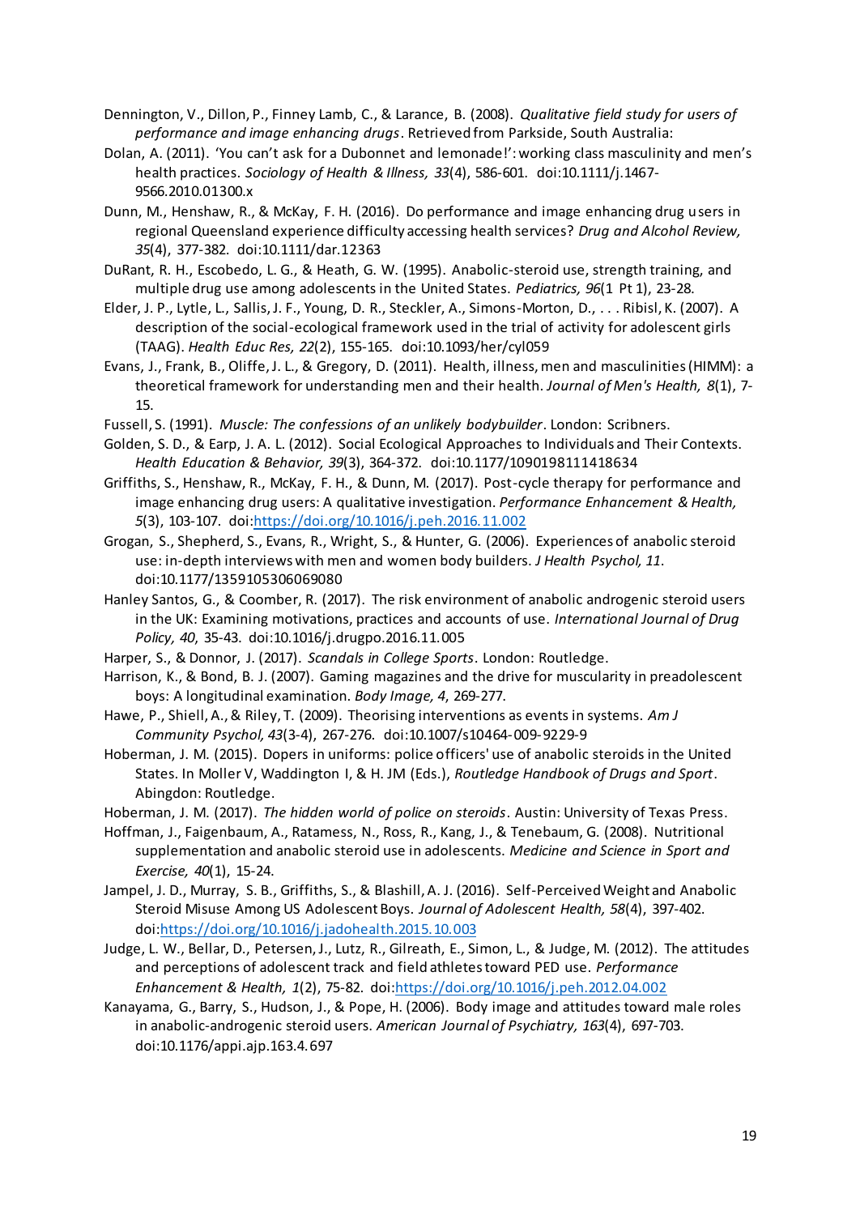Dennington, V., Dillon, P., Finney Lamb, C., & Larance, B. (2008). *Qualitative field study for users of performance and image enhancing drugs*. Retrieved from Parkside, South Australia:

Dolan, A. (2011). 'You can't ask for a Dubonnet and lemonade!': working class masculinity and men's health practices. *Sociology of Health & Illness, 33*(4), 586-601. doi:10.1111/j.1467-9566.2010.01300.x

Dunn, M., Henshaw, R., & McKay, F. H. (2016). Do performance and image enhancing drug users in regional Queensland experience difficulty accessing health services? *Drug and Alcohol Review, 35*(4), 377-382. doi:10.1111/dar.12363

DuRant, R. H., Escobedo, L. G., & Heath, G. W. (1995). Anabolic-steroid use, strength training, and multiple drug use among adolescents in the United States. *Pediatrics, 96*(1 Pt 1), 23-28.

Elder, J. P., Lytle, L., Sallis, J. F., Young, D. R., Steckler, A., Simons-Morton, D., . . . Ribisl, K. (2007). A description of the social-ecological framework used in the trial of activity for adolescent girls (TAAG). *Health Educ Res, 22*(2), 155-165. doi:10.1093/her/cyl059

Evans, J., Frank, B., Oliffe, J. L., & Gregory, D. (2011). Health, illness, men and masculinities (HIMM): a theoretical framework for understanding men and their health. *Journal of Men's Health, 8*(1), 7-15.

Fussell, S. (1991). *Muscle: The confessions of an unlikely bodybuilder*. London: Scribners.

Golden, S. D., & Earp, J. A. L. (2012). Social Ecological Approaches to Individuals and Their Contexts. *Health Education & Behavior, 39*(3), 364-372. doi:10.1177/1090198111418634

Griffiths, S., Henshaw, R., McKay, F. H., & Dunn, M. (2017). Post-cycle therapy for performance and image enhancing drug users: A qualitative investigation. *Performance Enhancement & Health, 5*(3), 103-107. doi:https://doi.org/10.1016/j.peh.2016.11.002

Grogan, S., Shepherd, S., Evans, R., Wright, S., & Hunter, G. (2006). Experiences of anabolic steroid use: in-depth interviews with men and women body builders. *J Health Psychol, 11*. doi:10.1177/1359105306069080

Hanley Santos, G., & Coomber, R. (2017). The risk environment of anabolic androgenic steroid users in the UK: Examining motivations, practices and accounts of use. *International Journal of Drug Policy, 40*, 35-43. doi:10.1016/j.drugpo.2016.11.005

Harper, S., & Donnor, J. (2017). *Scandals in College Sports*. London: Routledge.

Harrison, K., & Bond, B. J. (2007). Gaming magazines and the drive for muscularity in preadolescent boys: A longitudinal examination. *Body Image, 4*, 269-277.

Hawe, P., Shiell, A., & Riley, T. (2009). Theorising interventions as events in systems. *Am J Community Psychol, 43*(3-4), 267-276. doi:10.1007/s10464-009-9229-9

Hoberman, J. M. (2015). Dopers in uniforms: police officers' use of anabolic steroids in the United States. In Moller V, Waddington I, & H. JM (Eds.), *Routledge Handbook of Drugs and Sport*. Abingdon: Routledge.

Hoberman, J. M. (2017). *The hidden world of police on steroids*. Austin: University of Texas Press.

Hoffman, J., Faigenbaum, A., Ratamess, N., Ross, R., Kang, J., & Tenebaum, G. (2008). Nutritional supplementation and anabolic steroid use in adolescents. *Medicine and Science in Sport and Exercise, 40*(1), 15-24.

Jampel, J. D., Murray, S. B., Griffiths, S., & Blashill, A. J. (2016). Self-Perceived Weight and Anabolic Steroid Misuse Among US Adolescent Boys. *Journal of Adolescent Health, 58*(4), 397-402. doi:https://doi.org/10.1016/j.jadohealth.2015.10.003

Judge, L. W., Bellar, D., Petersen, J., Lutz, R., Gilreath, E., Simon, L., & Judge, M. (2012). The attitudes and perceptions of adolescent track and field athletes toward PED use. *Performance Enhancement & Health, 1*(2), 75-82. doi:https://doi.org/10.1016/j.peh.2012.04.002

Kanayama, G., Barry, S., Hudson, J., & Pope, H. (2006). Body image and attitudes toward male roles in anabolic-androgenic steroid users. *American Journal of Psychiatry, 163*(4), 697-703. doi:10.1176/appi.ajp.163.4.697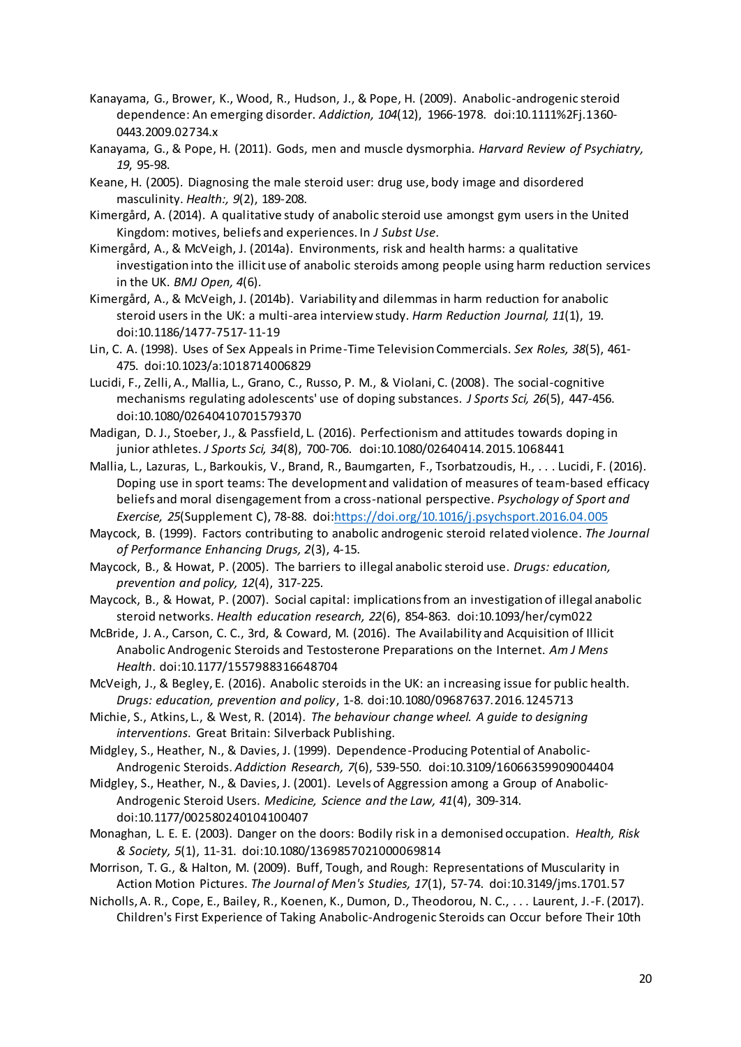Kanayama, G., Brower, K., Wood, R., Hudson, J., & Pope, H. (2009). Anabolic-androgenic steroid dependence: An emerging disorder. *Addiction, 104*(12), 1966-1978. doi:10.1111%2Fj.1360-0443.2009.02734.x

Kanayama, G., & Pope, H. (2011). Gods, men and muscle dysmorphia. *Harvard Review of Psychiatry, 19*, 95-98.

Keane, H. (2005). Diagnosing the male steroid user: drug use, body image and disordered masculinity. *Health:, 9*(2), 189-208.

Kimergård, A. (2014). A qualitative study of anabolic steroid use amongst gym users in the United Kingdom: motives, beliefs and experiences. In *J Subst Use*.

Kimergård, A., & McVeigh, J. (2014a). Environments, risk and health harms: a qualitative investigation into the illicit use of anabolic steroids among people using harm reduction services in the UK. *BMJ Open, 4*(6).

Kimergård, A., & McVeigh, J. (2014b). Variability and dilemmas in harm reduction for anabolic steroid users in the UK: a multi-area interview study. *Harm Reduction Journal, 11*(1), 19. doi:10.1186/1477-7517-11-19

Lin, C. A. (1998). Uses of Sex Appeals in Prime-Time Television Commercials. *Sex Roles, 38*(5), 461-475. doi:10.1023/a:1018714006829

Lucidi, F., Zelli, A., Mallia, L., Grano, C., Russo, P. M., & Violani, C. (2008). The social-cognitive mechanisms regulating adolescents' use of doping substances. *J Sports Sci, 26*(5), 447-456. doi:10.1080/02640410701579370

Madigan, D. J., Stoeber, J., & Passfield, L. (2016). Perfectionism and attitudes towards doping in junior athletes. *J Sports Sci, 34*(8), 700-706. doi:10.1080/02640414.2015.1068441

Mallia, L., Lazuras, L., Barkoukis, V., Brand, R., Baumgarten, F., Tsorbatzoudis, H., . . . Lucidi, F. (2016). Doping use in sport teams: The development and validation of measures of team-based efficacy beliefs and moral disengagement from a cross-national perspective. *Psychology of Sport and Exercise, 25*(Supplement C), 78-88. doi:https://doi.org/10.1016/j.psychsport.2016.04.005

Maycock, B. (1999). Factors contributing to anabolic androgenic steroid related violence. *The Journal of Performance Enhancing Drugs, 2*(3), 4-15.

Maycock, B., & Howat, P. (2005). The barriers to illegal anabolic steroid use. *Drugs: education, prevention and policy, 12*(4), 317-225.

Maycock, B., & Howat, P. (2007). Social capital: implications from an investigation of illegal anabolic steroid networks. *Health education research, 22*(6), 854-863. doi:10.1093/her/cym022

McBride, J. A., Carson, C. C., 3rd, & Coward, M. (2016). The Availability and Acquisition of Illicit Anabolic Androgenic Steroids and Testosterone Preparations on the Internet. *Am J Mens Health*. doi:10.1177/1557988316648704

McVeigh, J., & Begley, E. (2016). Anabolic steroids in the UK: an increasing issue for public health. *Drugs: education, prevention and policy*, 1-8. doi:10.1080/09687637.2016.1245713

Michie, S., Atkins, L., & West, R. (2014). *The behaviour change wheel. A guide to designing interventions.* Great Britain: Silverback Publishing.

Midgley, S., Heather, N., & Davies, J. (1999). Dependence-Producing Potential of Anabolic-Androgenic Steroids. *Addiction Research, 7*(6), 539-550. doi:10.3109/16066359909004404

Midgley, S., Heather, N., & Davies, J. (2001). Levels of Aggression among a Group of Anabolic-Androgenic Steroid Users. *Medicine, Science and the Law, 41*(4), 309-314. doi:10.1177/002580240104100407

Monaghan, L. E. E. (2003). Danger on the doors: Bodily risk in a demonised occupation. *Health, Risk & Society, 5*(1), 11-31. doi:10.1080/1369857021000069814

Morrison, T. G., & Halton, M. (2009). Buff, Tough, and Rough: Representations of Muscularity in Action Motion Pictures. *The Journal of Men's Studies, 17*(1), 57-74. doi:10.3149/jms.1701.57

Nicholls, A. R., Cope, E., Bailey, R., Koenen, K., Dumon, D., Theodorou, N. C., . . . Laurent, J.-F. (2017). Children's First Experience of Taking Anabolic-Androgenic Steroids can Occur before Their 10th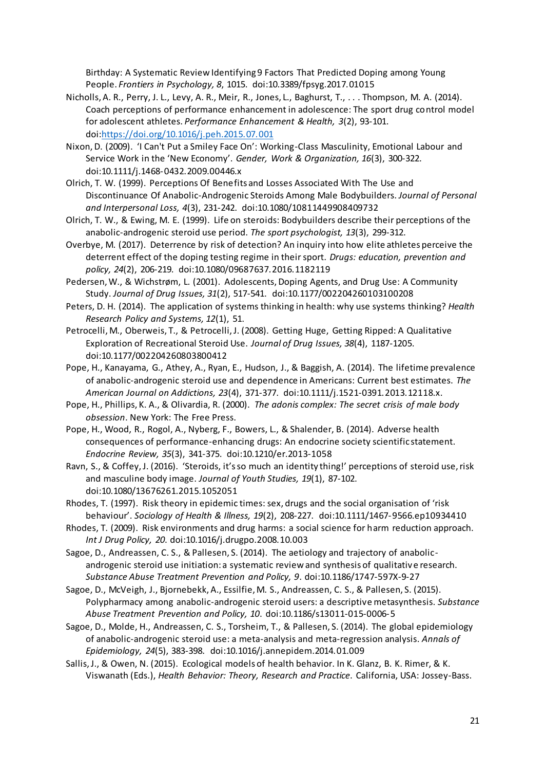Birthday: A Systematic Review Identifying 9 Factors That Predicted Doping among Young People. *Frontiers in Psychology, 8*, 1015. doi:10.3389/fpsyg.2017.01015

Nicholls, A. R., Perry, J. L., Levy, A. R., Meir, R., Jones, L., Baghurst, T., . . . Thompson, M. A. (2014). Coach perceptions of performance enhancement in adolescence: The sport drug control model for adolescent athletes. *Performance Enhancement & Health, 3*(2), 93-101. doi:https://doi.org/10.1016/j.peh.2015.07.001

Nixon, D. (2009). 'I Can't Put a Smiley Face On': Working-Class Masculinity, Emotional Labour and Service Work in the 'New Economy'. *Gender, Work & Organization, 16*(3), 300-322. doi:10.1111/j.1468-0432.2009.00446.x

Olrich, T. W. (1999). Perceptions Of Benefits and Losses Associated With The Use and Discontinuance Of Anabolic-Androgenic Steroids Among Male Bodybuilders. *Journal of Personal and Interpersonal Loss, 4*(3), 231-242. doi:10.1080/10811449908409732

Olrich, T. W., & Ewing, M. E. (1999). Life on steroids: Bodybuilders describe their perceptions of the anabolic-androgenic steroid use period. *The sport psychologist, 13*(3), 299-312.

Overbye, M. (2017). Deterrence by risk of detection? An inquiry into how elite athletes perceive the deterrent effect of the doping testing regime in their sport. *Drugs: education, prevention and policy, 24*(2), 206-219. doi:10.1080/09687637.2016.1182119

Pedersen, W., & Wichstrøm, L. (2001). Adolescents, Doping Agents, and Drug Use: A Community Study. *Journal of Drug Issues, 31*(2), 517-541. doi:10.1177/002204260103100208

Peters, D. H. (2014). The application of systems thinking in health: why use systems thinking? *Health Research Policy and Systems, 12*(1), 51.

Petrocelli, M., Oberweis, T., & Petrocelli, J. (2008). Getting Huge, Getting Ripped: A Qualitative Exploration of Recreational Steroid Use. *Journal of Drug Issues, 38*(4), 1187-1205. doi:10.1177/002204260803800412

Pope, H., Kanayama, G., Athey, A., Ryan, E., Hudson, J., & Baggish, A. (2014). The lifetime prevalence of anabolic-androgenic steroid use and dependence in Americans: Current best estimates. *The American Journal on Addictions, 23*(4), 371-377. doi:10.1111/j.1521-0391.2013.12118.x.

Pope, H., Phillips, K. A., & Olivardia, R. (2000). *The adonis complex: The secret crisis of male body obsession*. New York: The Free Press.

Pope, H., Wood, R., Rogol, A., Nyberg, F., Bowers, L., & Shalender, B. (2014). Adverse health consequences of performance-enhancing drugs: An endocrine society scientific statement. *Endocrine Review, 35*(3), 341-375. doi:10.1210/er.2013-1058

Ravn, S., & Coffey, J. (2016). 'Steroids, it's so much an identity thing!' perceptions of steroid use, risk and masculine body image. *Journal of Youth Studies, 19*(1), 87-102. doi:10.1080/13676261.2015.1052051

Rhodes, T. (1997). Risk theory in epidemic times: sex, drugs and the social organisation of 'risk behaviour'. *Sociology of Health & Illness, 19*(2), 208-227. doi:10.1111/1467-9566.ep10934410

Rhodes, T. (2009). Risk environments and drug harms: a social science for harm reduction approach. *Int J Drug Policy, 20*. doi:10.1016/j.drugpo.2008.10.003

Sagoe, D., Andreassen, C. S., & Pallesen, S. (2014). The aetiology and trajectory of anabolic-androgenic steroid use initiation: a systematic review and synthesis of qualitative research. *Substance Abuse Treatment Prevention and Policy, 9*. doi:10.1186/1747-597X-9-27

Sagoe, D., McVeigh, J., Bjornebekk, A., Essilfie, M. S., Andreassen, C. S., & Pallesen, S. (2015). Polypharmacy among anabolic-androgenic steroid users: a descriptive metasynthesis. *Substance Abuse Treatment Prevention and Policy, 10*. doi:10.1186/s13011-015-0006-5

Sagoe, D., Molde, H., Andreassen, C. S., Torsheim, T., & Pallesen, S. (2014). The global epidemiology of anabolic-androgenic steroid use: a meta-analysis and meta-regression analysis. *Annals of Epidemiology, 24*(5), 383-398. doi:10.1016/j.annepidem.2014.01.009

Sallis, J., & Owen, N. (2015). Ecological models of health behavior. In K. Glanz, B. K. Rimer, & K. Viswanath (Eds.), *Health Behavior: Theory, Research and Practice*. California, USA: Jossey-Bass.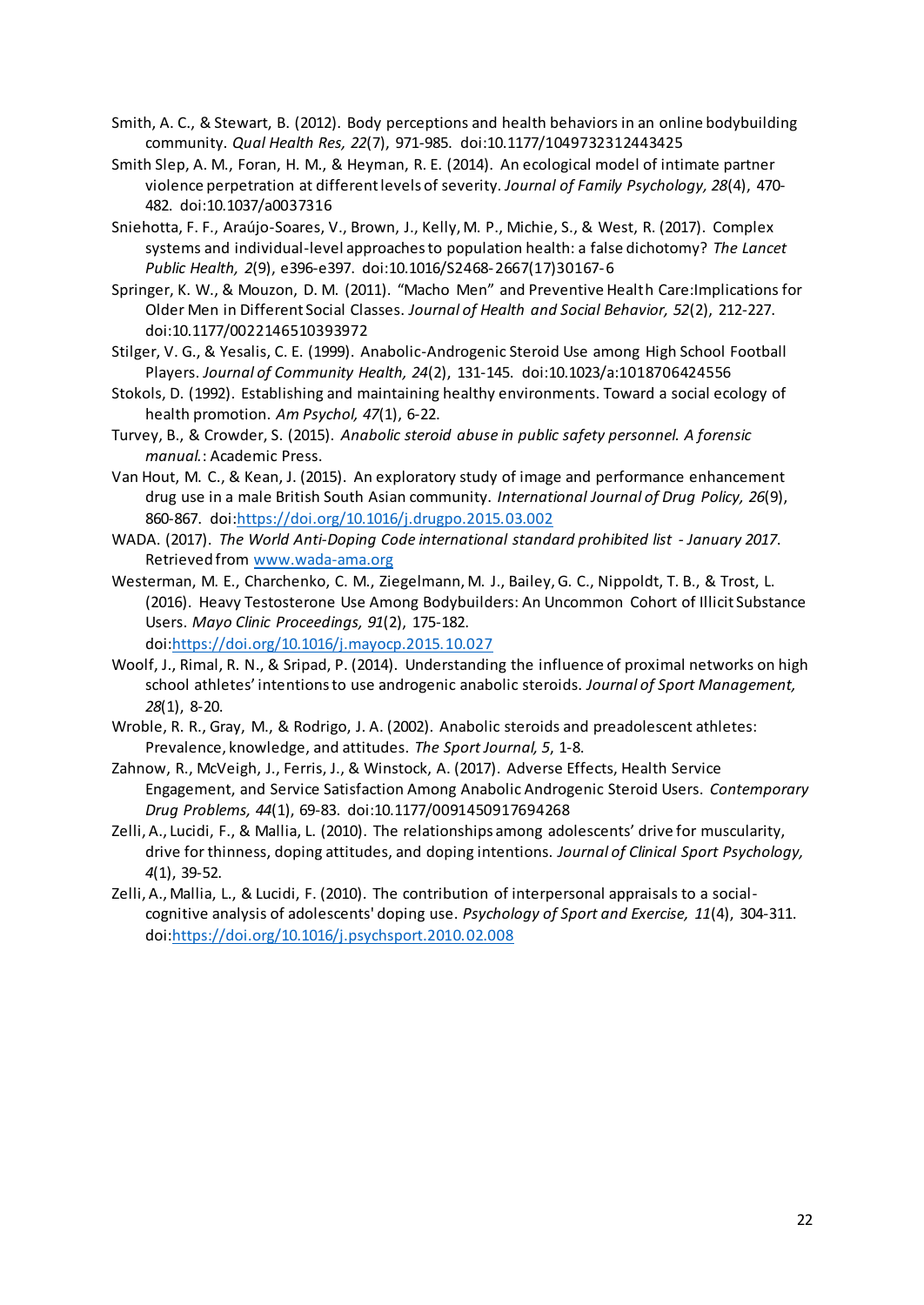Smith, A. C., & Stewart, B. (2012). Body perceptions and health behaviors in an online bodybuilding community. *Qual Health Res, 22*(7), 971-985. doi:10.1177/1049732312443425

Smith Slep, A. M., Foran, H. M., & Heyman, R. E. (2014). An ecological model of intimate partner violence perpetration at different levels of severity. *Journal of Family Psychology, 28*(4), 470-482. doi:10.1037/a0037316

Sniehotta, F. F., Araújo-Soares, V., Brown, J., Kelly, M. P., Michie, S., & West, R. (2017). Complex systems and individual-level approaches to population health: a false dichotomy? *The Lancet Public Health, 2*(9), e396-e397. doi:10.1016/S2468-2667(17)30167-6

Springer, K. W., & Mouzon, D. M. (2011). "Macho Men" and Preventive Health Care:Implications for Older Men in Different Social Classes. *Journal of Health and Social Behavior, 52*(2), 212-227. doi:10.1177/0022146510393972

Stilger, V. G., & Yesalis, C. E. (1999). Anabolic-Androgenic Steroid Use among High School Football Players. *Journal of Community Health, 24*(2), 131-145. doi:10.1023/a:1018706424556

Stokols, D. (1992). Establishing and maintaining healthy environments. Toward a social ecology of health promotion. *Am Psychol, 47*(1), 6-22.

Turvey, B., & Crowder, S. (2015). *Anabolic steroid abuse in public safety personnel. A forensic manual.*: Academic Press.

Van Hout, M. C., & Kean, J. (2015). An exploratory study of image and performance enhancement drug use in a male British South Asian community. *International Journal of Drug Policy, 26*(9), 860-867. doi:https://doi.org/10.1016/j.drugpo.2015.03.002

WADA. (2017). *The World Anti-Doping Code international standard prohibited list - January 2017.* Retrieved from www.wada-ama.org

Westerman, M. E., Charchenko, C. M., Ziegelmann, M. J., Bailey, G. C., Nippoldt, T. B., & Trost, L. (2016). Heavy Testosterone Use Among Bodybuilders: An Uncommon Cohort of Illicit Substance Users. *Mayo Clinic Proceedings, 91*(2), 175-182. doi:https://doi.org/10.1016/j.mayocp.2015.10.027

Woolf, J., Rimal, R. N., & Sripad, P. (2014). Understanding the influence of proximal networks on high school athletes' intentions to use androgenic anabolic steroids. *Journal of Sport Management, 28*(1), 8-20.

Wroble, R. R., Gray, M., & Rodrigo, J. A. (2002). Anabolic steroids and preadolescent athletes: Prevalence, knowledge, and attitudes. *The Sport Journal, 5*, 1-8.

Zahnow, R., McVeigh, J., Ferris, J., & Winstock, A. (2017). Adverse Effects, Health Service Engagement, and Service Satisfaction Among Anabolic Androgenic Steroid Users. *Contemporary Drug Problems, 44*(1), 69-83. doi:10.1177/0091450917694268

Zelli, A., Lucidi, F., & Mallia, L. (2010). The relationships among adolescents' drive for muscularity, drive for thinness, doping attitudes, and doping intentions. *Journal of Clinical Sport Psychology, 4*(1), 39-52.

Zelli, A., Mallia, L., & Lucidi, F. (2010). The contribution of interpersonal appraisals to a social-cognitive analysis of adolescents' doping use. *Psychology of Sport and Exercise, 11*(4), 304-311. doi:https://doi.org/10.1016/j.psychsport.2010.02.008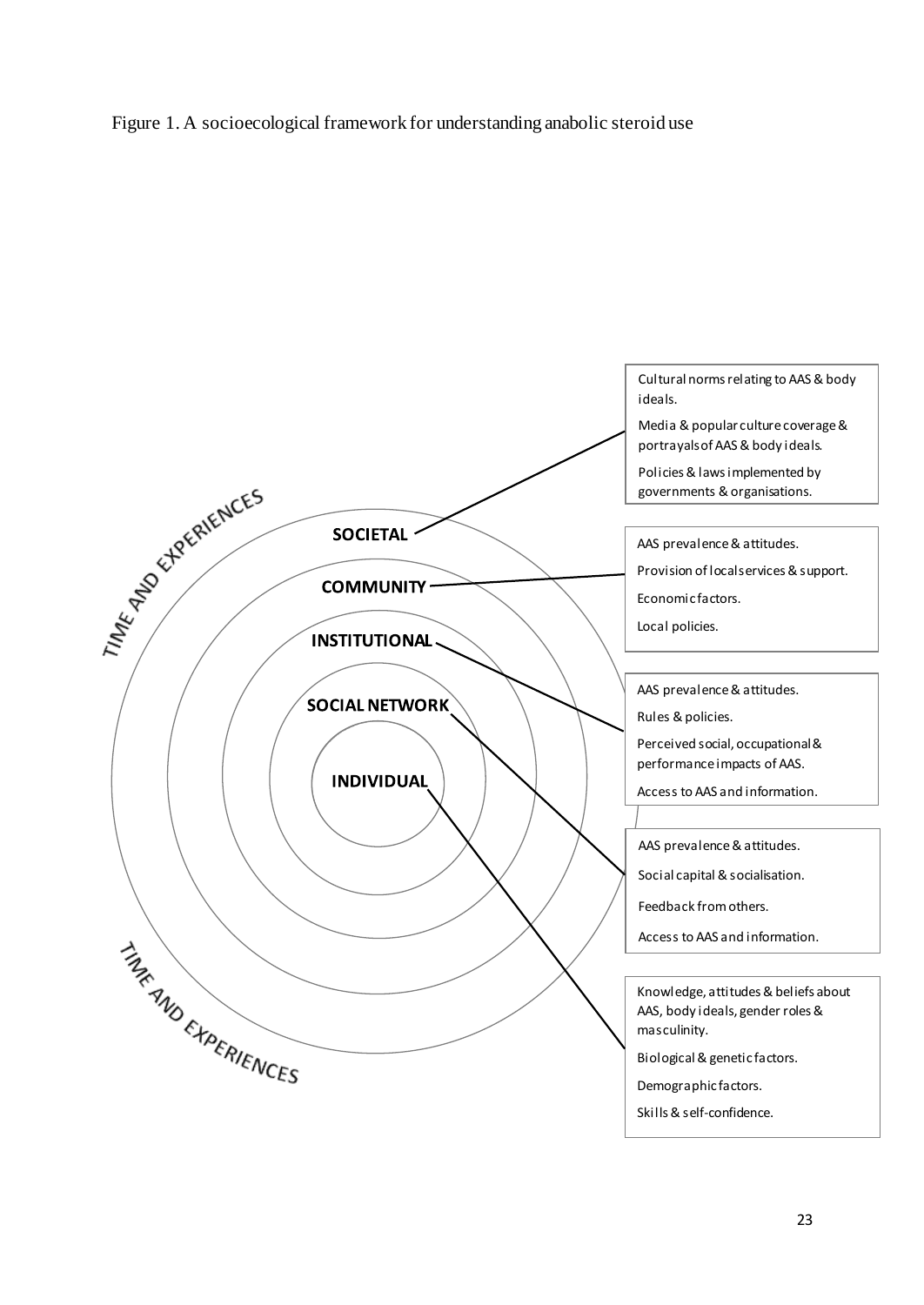Figure 1. A socioecological framework for understanding anabolic steroid use

TIME AND EXPERIENCES

SOCIETAL

COMMUNITY

INSTITUTIONAL

SOCIAL NETWORK

INDIVIDUAL

TIME AND EXPERIENCES

Cultural norms relating to AAS & body ideals.

Media & popular culture coverage & portrayals of AAS & body ideals.

Policies & laws implemented by governments & organisations.

AAS prevalence & attitudes.

Provision of local services & support.

Economic factors.

Local policies.

AAS prevalence & attitudes.

Rules & policies.

Perceived social, occupational & performance impacts of AAS.

Access to AAS and information.

AAS prevalence & attitudes.

Social capital & socialisation.

Feedback from others.

Access to AAS and information.

Knowledge, attitudes & beliefs about AAS, body ideals, gender roles & masculinity.

Biological & genetic factors.

Demographic factors.

Skills & self-confidence.